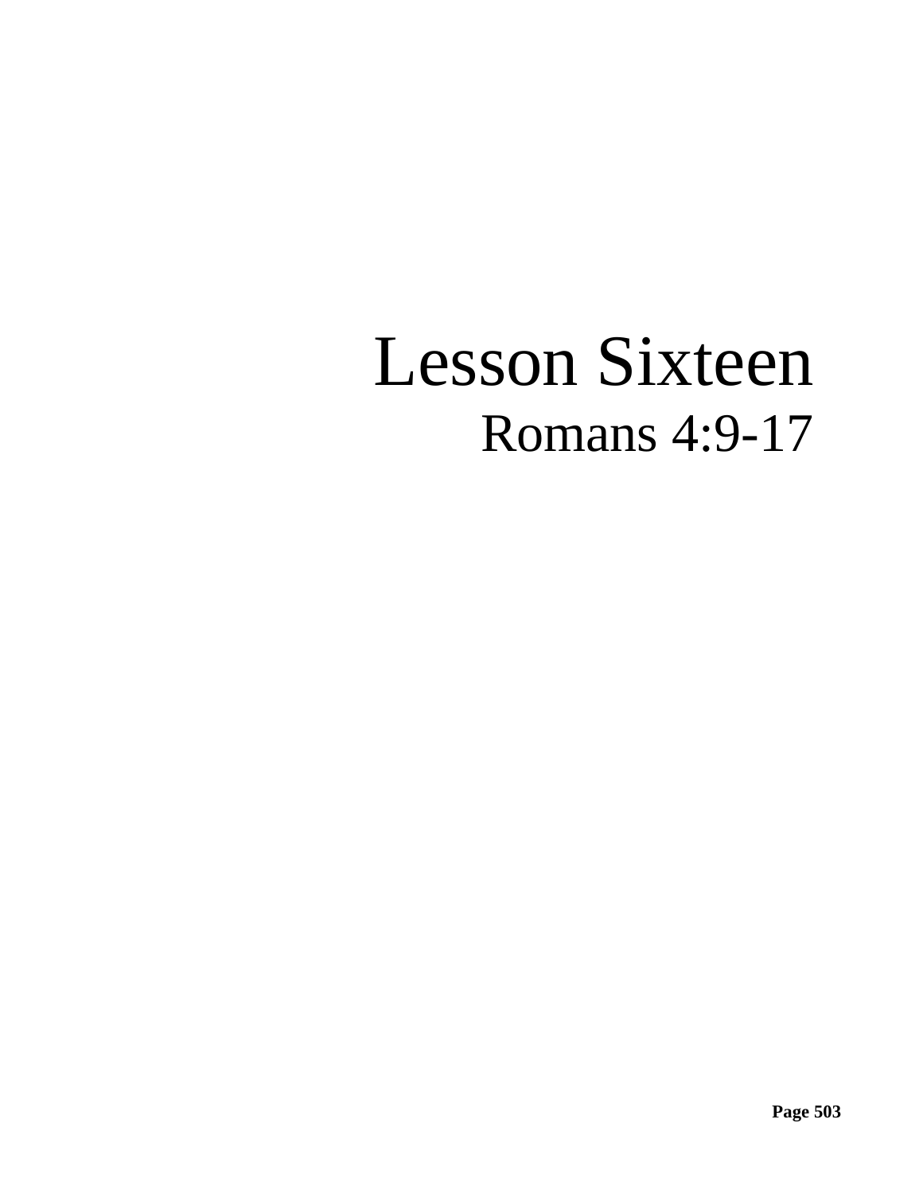# Lesson Sixteen

## Romans 4:9-17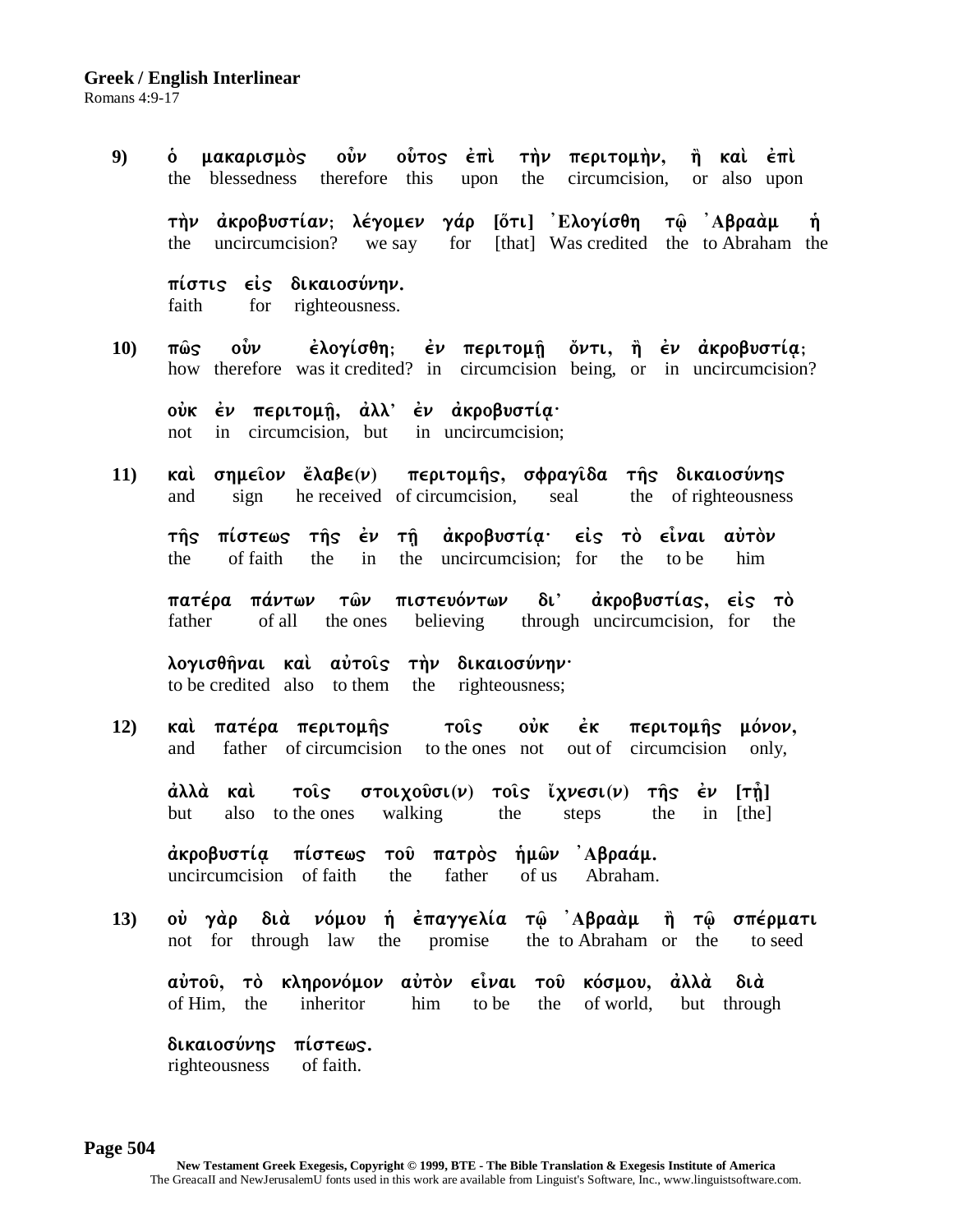**Greek / English Interlinear**
Romans 4:9-17

**9)** ὁ μακαρισμὸς οὖν οὗτος ἐπὶ τὴν περιτομὴν, ἢ καὶ ἐπὶ
the blessedness therefore this upon the circumcision, or also upon

τὴν ἀκροβυστίαν; λέγομεν γάρ [ὅτι] Ἐλογίσθη τῷ Ἀβραὰμ ἡ
the uncircumcision? we say for [that] Was credited the to Abraham the

πίστις εἰς δικαιοσύνην.
faith for righteousness.

**10)** πῶς οὖν ἐλογίσθη; ἐν περιτομῇ ὄντι, ἢ ἐν ἀκροβυστίᾳ;
how therefore was it credited? in circumcision being, or in uncircumcision?

οὐκ ἐν περιτομῇ, ἀλλ' ἐν ἀκροβυστίᾳ·
not in circumcision, but in uncircumcision;

**11)** καὶ σημεῖον ἔλαβε(ν) περιτομῆς, σφραγῖδα τῆς δικαιοσύνης
and sign he received of circumcision, seal the of righteousness

τῆς πίστεως τῆς ἐν τῇ ἀκροβυστίᾳ· εἰς τὸ εἶναι αὐτὸν
the of faith the in the uncircumcision; for the to be him

πατέρα πάντων τῶν πιστευόντων δι' ἀκροβυστίας, εἰς τὸ
father of all the ones believing through uncircumcision, for the

λογισθῆναι καὶ αὐτοῖς τὴν δικαιοσύνην·
to be credited also to them the righteousness;

**12)** καὶ πατέρα περιτομῆς τοῖς οὐκ ἐκ περιτομῆς μόνον,
and father of circumcision to the ones not out of circumcision only,

ἀλλὰ καὶ τοῖς στοιχοῦσι(ν) τοῖς ἴχνεσι(ν) τῆς ἐν [τῇ]
but also to the ones walking the steps the in [the]

ἀκροβυστίᾳ πίστεως τοῦ πατρὸς ἡμῶν Ἀβραάμ.
uncircumcision of faith the father of us Abraham.

**13)** οὐ γὰρ διὰ νόμου ἡ ἐπαγγελία τῷ Ἀβραὰμ ἢ τῷ σπέρματι
not for through law the promise the to Abraham or the to seed

αὐτοῦ, τὸ κληρονόμον αὐτὸν εἶναι τοῦ κόσμου, ἀλλὰ διὰ
of Him, the inheritor him to be the of world, but through

δικαιοσύνης πίστεως.
righteousness of faith.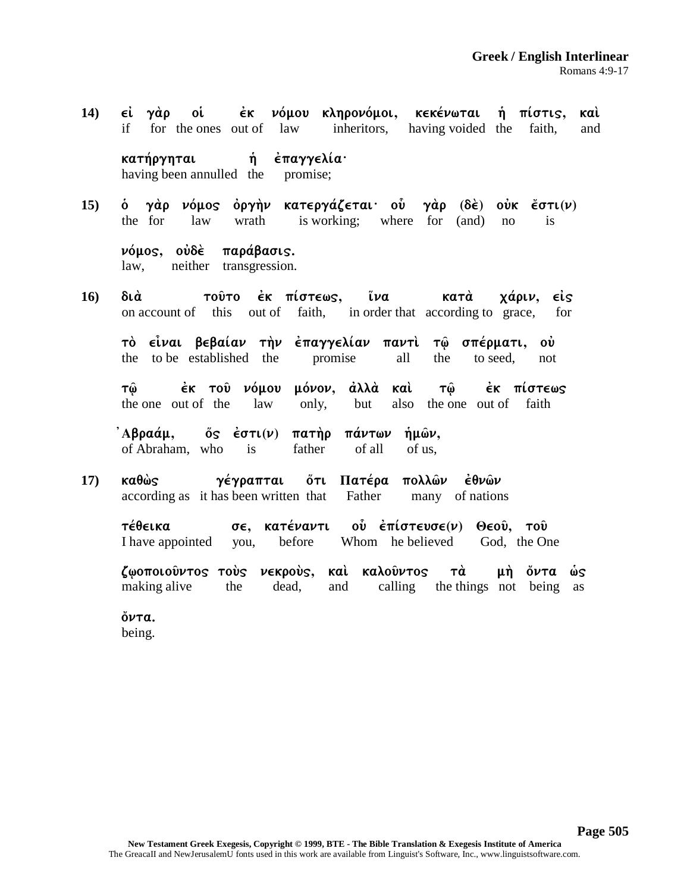**14)** εἰ γὰρ οἱ ἐκ νόμου κληρονόμοι, κεκένωται ἡ πίστις, καὶ
if for the ones out of law inheritors, having voided the faith, and

κατήργηται ἡ ἐπαγγελία·
having been annulled the promise;

**15)** ὁ γὰρ νόμος ὀργὴν κατεργάζεται· οὗ γὰρ (δὲ) οὐκ ἔστι(ν)
the for law wrath is working; where for (and) no is

νόμος, οὐδὲ παράβασις.
law, neither transgression.

**16)** διὰ τοῦτο ἐκ πίστεως, ἵνα κατὰ χάριν, εἰς
on account of this out of faith, in order that according to grace, for

τὸ εἶναι βεβαίαν τὴν ἐπαγγελίαν παντὶ τῷ σπέρματι, οὐ
the to be established the promise all the to seed, not

τῷ ἐκ τοῦ νόμου μόνον, ἀλλὰ καὶ τῷ ἐκ πίστεως
the one out of the law only, but also the one out of faith

Ἀβραάμ, ὅς ἐστι(ν) πατὴρ πάντων ἡμῶν,
of Abraham, who is father of all of us,

**17)** καθὼς γέγραπται ὅτι Πατέρα πολλῶν ἐθνῶν
according as it has been written that Father many of nations

τέθεικα σε, κατέναντι οὗ ἐπίστευσε(ν) Θεοῦ, τοῦ
I have appointed you, before Whom he believed God, the One

ζῳοποιοῦντος τοὺς νεκροὺς, καὶ καλοῦντος τὰ μὴ ὄντα ὡς
making alive the dead, and calling the things not being as

ὄντα.
being.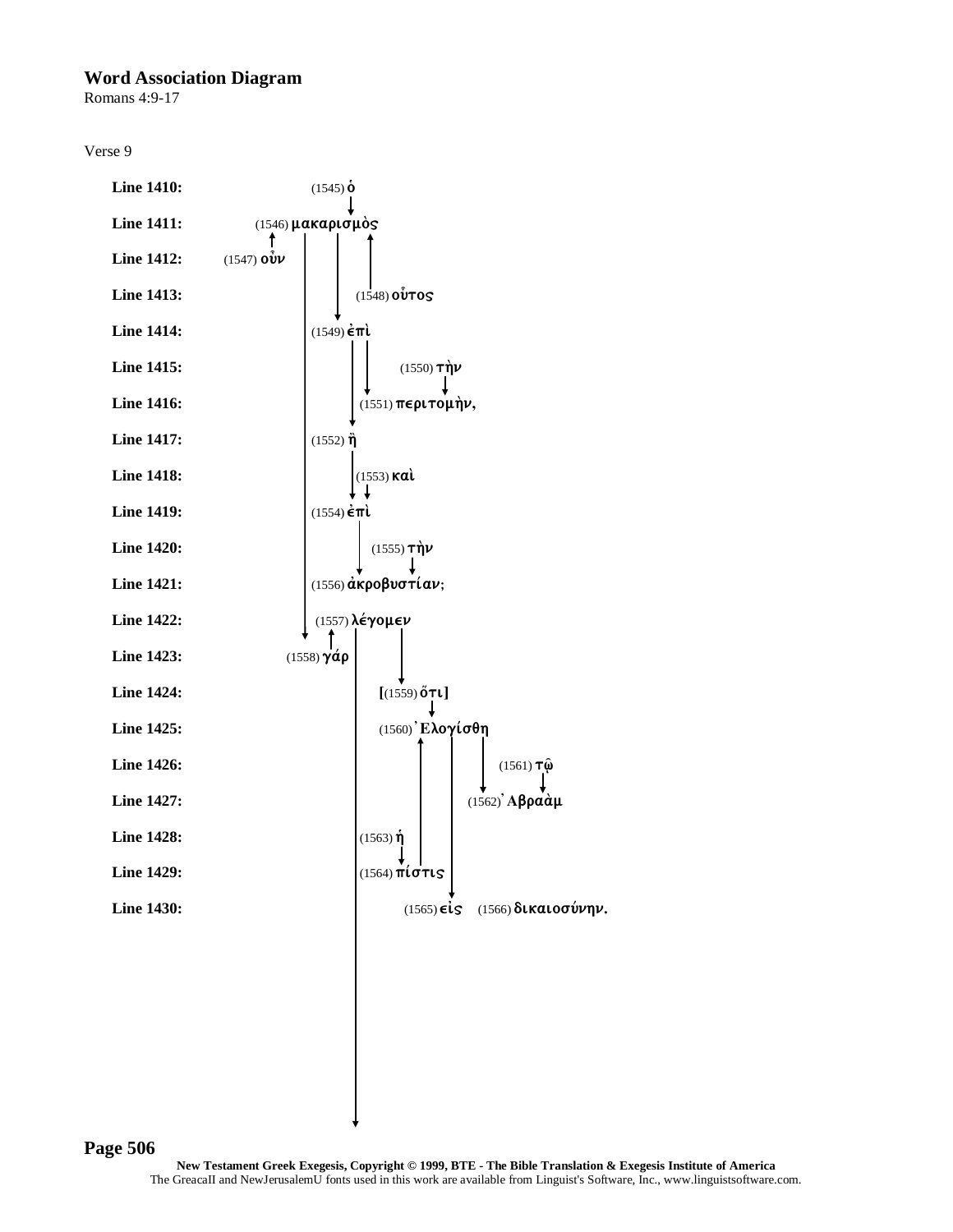# Word Association Diagram

Romans 4:9-17

Verse 9

**Line 1410:** (1545) ὁ

**Line 1411:** (1546) μακαρισμὸς

**Line 1412:** (1547) οὖν

**Line 1413:** (1548) οὗτος

**Line 1414:** (1549) ἐπὶ

**Line 1415:** (1550) τὴν

**Line 1416:** (1551) περιτομὴν,

**Line 1417:** (1552) ἢ

**Line 1418:** (1553) καὶ

**Line 1419:** (1554) ἐπὶ

**Line 1420:** (1555) τὴν

**Line 1421:** (1556) ἀκροβυστίαν;

**Line 1422:** (1557) λέγομεν

**Line 1423:** (1558) γάρ

**Line 1424:** [(1559) ὅτι]

**Line 1425:** (1560) Ἐλογίσθη

**Line 1426:** (1561) τῷ

**Line 1427:** (1562) Ἀβραὰμ

**Line 1428:** (1563) ἡ

**Line 1429:** (1564) πίστις

**Line 1430:** (1565) εἰς (1566) δικαιοσύνην.

**New Testament Greek Exegesis, Copyright © 1999, BTE - The Bible Translation & Exegesis Institute of America**
The GreacaII and NewJerusalemU fonts used in this work are available from Linguist's Software, Inc., www.linguistsoftware.com.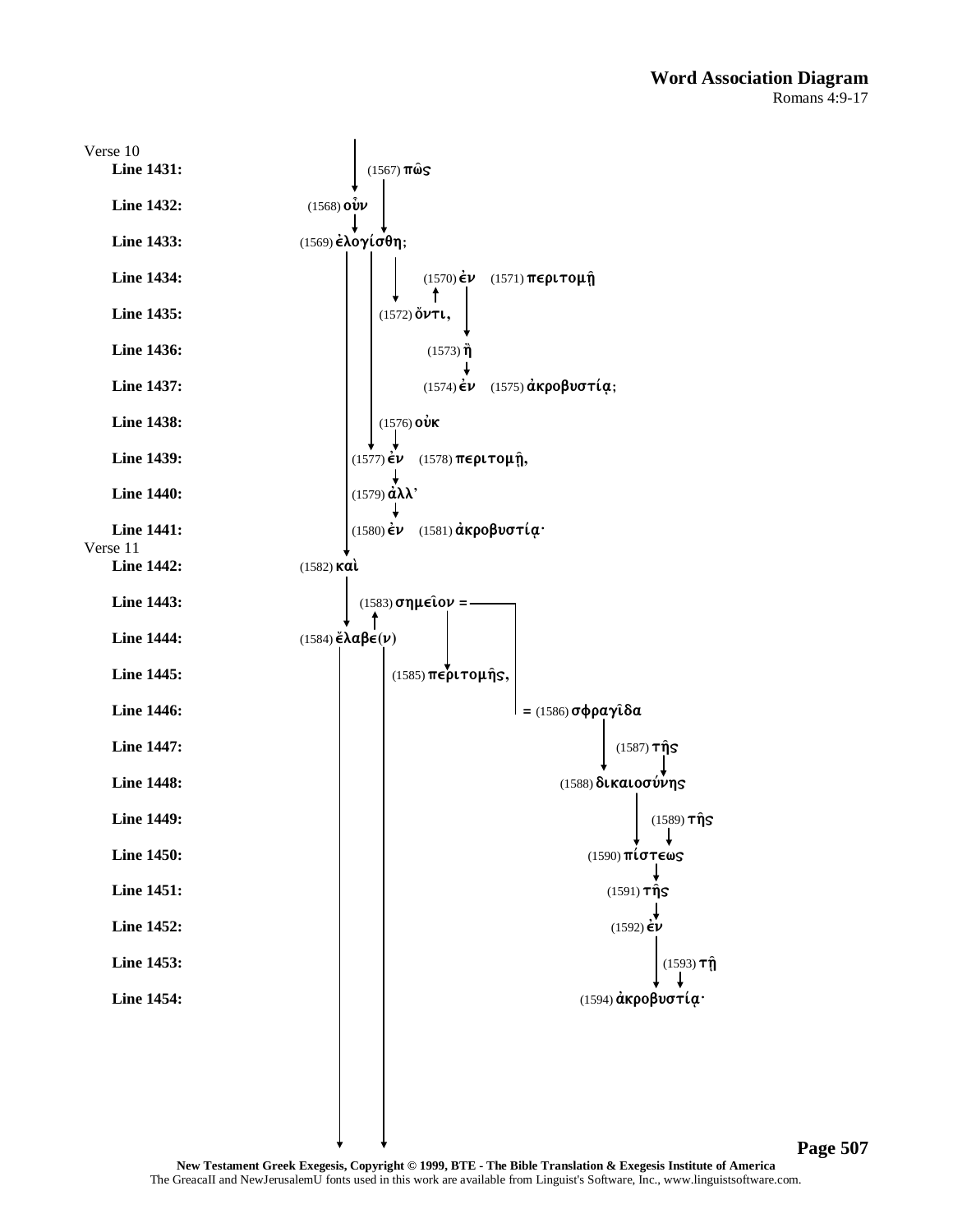## Word Association Diagram

Romans 4:9-17

Verse 10

**Line 1431:** (1567) πῶς

**Line 1432:** (1568) οὖν

**Line 1433:** (1569) ἐλογίσθη;

**Line 1434:** (1570) ἐν (1571) περιτομῇ

**Line 1435:** (1572) ὄντι,

**Line 1436:** (1573) ἢ

**Line 1437:** (1574) ἐν (1575) ἀκροβυστίᾳ;

**Line 1438:** (1576) οὐκ

**Line 1439:** (1577) ἐν (1578) περιτομῇ,

**Line 1440:** (1579) ἀλλ'

**Line 1441:** (1580) ἐν (1581) ἀκροβυστίᾳ·

Verse 11

**Line 1442:** (1582) καὶ

**Line 1443:** (1583) σημεῖον =

**Line 1444:** (1584) ἔλαβε(ν)

**Line 1445:** (1585) περιτομῆς,

**Line 1446:** = (1586) σφραγῖδα

**Line 1447:** (1587) τῆς

**Line 1448:** (1588) δικαιοσύνης

**Line 1449:** (1589) τῆς

**Line 1450:** (1590) πίστεως

**Line 1451:** (1591) τῆς

**Line 1452:** (1592) ἐν

**Line 1453:** (1593) τῇ

**Line 1454:** (1594) ἀκροβυστίᾳ·

**New Testament Greek Exegesis, Copyright © 1999, BTE - The Bible Translation & Exegesis Institute of America**
The GreacaII and NewJerusalemU fonts used in this work are available from Linguist's Software, Inc., www.linguistsoftware.com.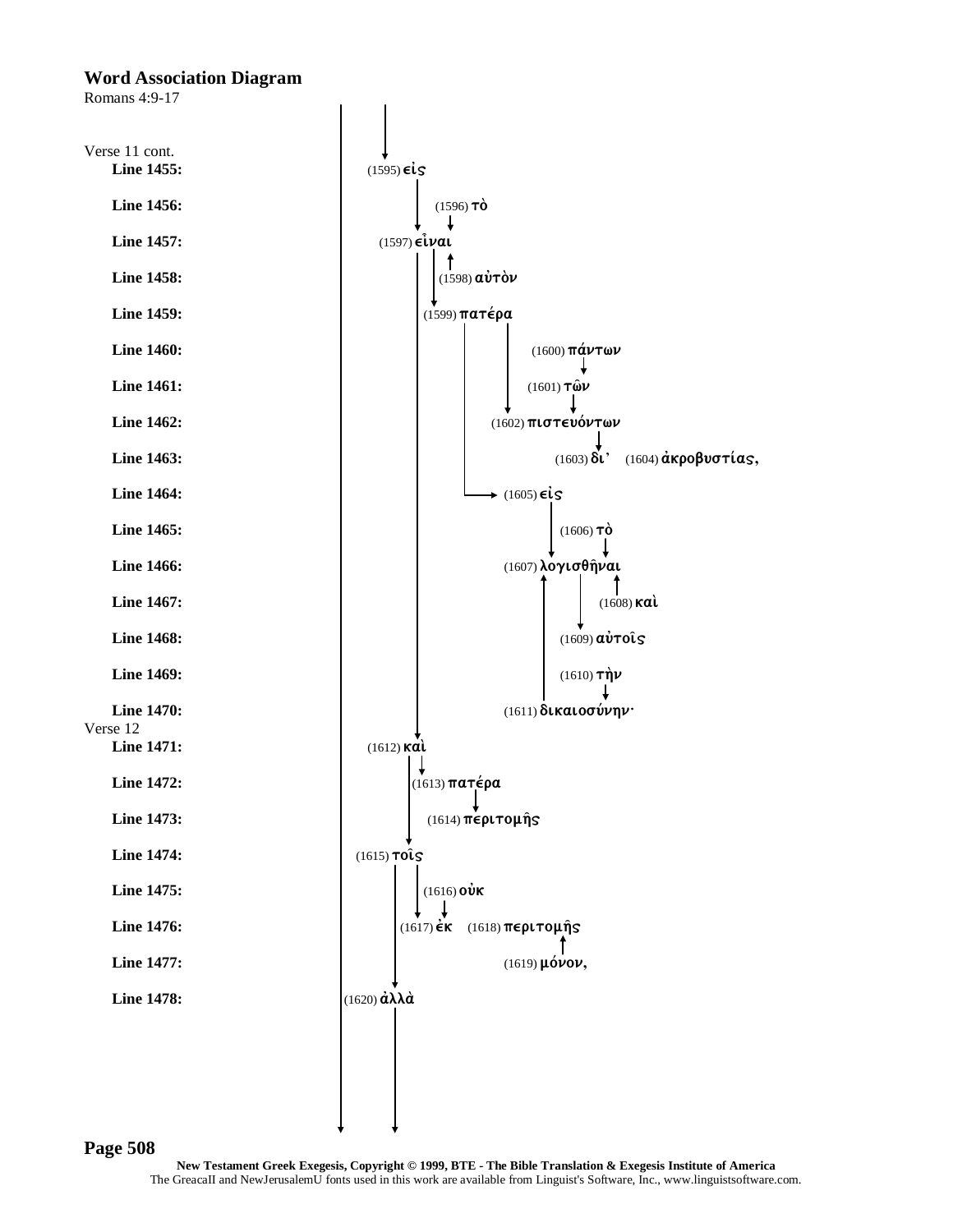# Word Association Diagram

Romans 4:9-17

Verse 11 cont.

| Line | Word |
|---|---|
| **Line 1455:** | (1595) εἰς |
| **Line 1456:** | (1596) τὸ |
| **Line 1457:** | (1597) εἶναι |
| **Line 1458:** | (1598) αὐτὸν |
| **Line 1459:** | (1599) πατέρα |
| **Line 1460:** | (1600) πάντων |
| **Line 1461:** | (1601) τῶν |
| **Line 1462:** | (1602) πιστευόντων |
| **Line 1463:** | (1603) δι’ (1604) ἀκροβυστίας, |
| **Line 1464:** | (1605) εἰς |
| **Line 1465:** | (1606) τὸ |
| **Line 1466:** | (1607) λογισθῆναι |
| **Line 1467:** | (1608) καὶ |
| **Line 1468:** | (1609) αὐτοῖς |
| **Line 1469:** | (1610) τὴν |
| **Line 1470:** | (1611) δικαιοσύνην· |

Verse 12

| Line | Word |
|---|---|
| **Line 1471:** | (1612) καὶ |
| **Line 1472:** | (1613) πατέρα |
| **Line 1473:** | (1614) περιτομῆς |
| **Line 1474:** | (1615) τοῖς |
| **Line 1475:** | (1616) οὐκ |
| **Line 1476:** | (1617) ἐκ (1618) περιτομῆς |
| **Line 1477:** | (1619) μόνον, |
| **Line 1478:** | (1620) ἀλλὰ |

**Page 508**

**New Testament Greek Exegesis, Copyright © 1999, BTE - The Bible Translation & Exegesis Institute of America**
The GreacaII and NewJerusalemU fonts used in this work are available from Linguist's Software, Inc., www.linguistsoftware.com.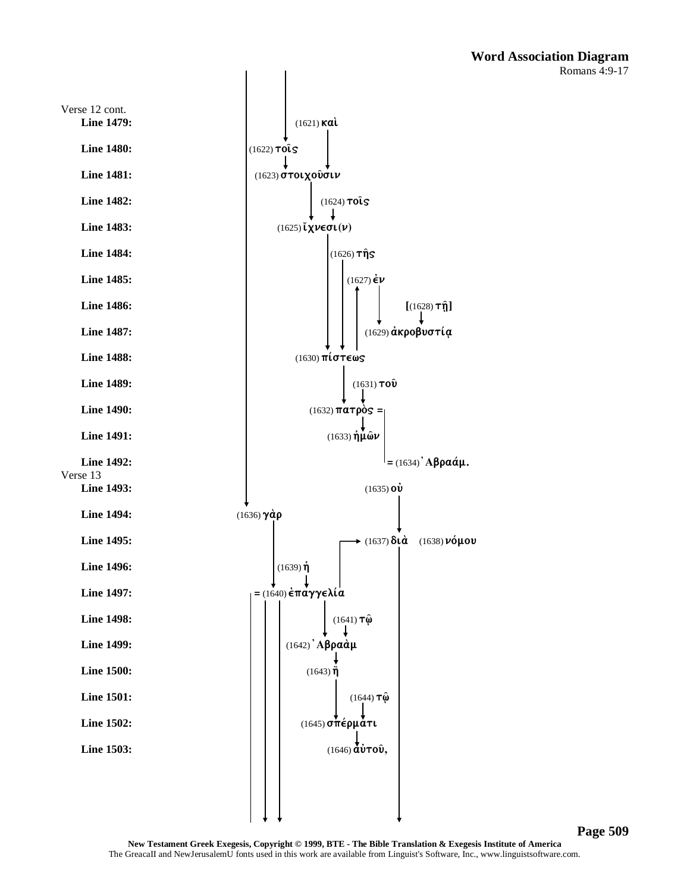## Word Association Diagram

Romans 4:9-17

Verse 12 cont.

**Line 1479:** (1621) καὶ

**Line 1480:** (1622) τοῖς

**Line 1481:** (1623) στοιχοῦσιν

**Line 1482:** (1624) τοῖς

**Line 1483:** (1625) ἴχνεσι(ν)

**Line 1484:** (1626) τῆς

**Line 1485:** (1627) ἐν

**Line 1486:** [(1628) τῇ]

**Line 1487:** (1629) ἀκροβυστίᾳ

**Line 1488:** (1630) πίστεως

**Line 1489:** (1631) τοῦ

**Line 1490:** (1632) πατρὸς =

**Line 1491:** (1633) ἡμῶν

**Line 1492:** = (1634) Ἀβραάμ.

Verse 13

**Line 1493:** (1635) οὐ

**Line 1494:** (1636) γὰρ

**Line 1495:** (1637) διὰ (1638) νόμου

**Line 1496:** (1639) ἡ

**Line 1497:** = (1640) ἐπαγγελία

**Line 1498:** (1641) τῷ

**Line 1499:** (1642) Ἀβραὰμ

**Line 1500:** (1643) ἢ

**Line 1501:** (1644) τῷ

**Line 1502:** (1645) σπέρματι

**Line 1503:** (1646) αὐτοῦ,

New Testament Greek Exegesis, Copyright © 1999, BTE - The Bible Translation & Exegesis Institute of America
The GreacaII and NewJerusalemU fonts used in this work are available from Linguist's Software, Inc., www.linguistsoftware.com.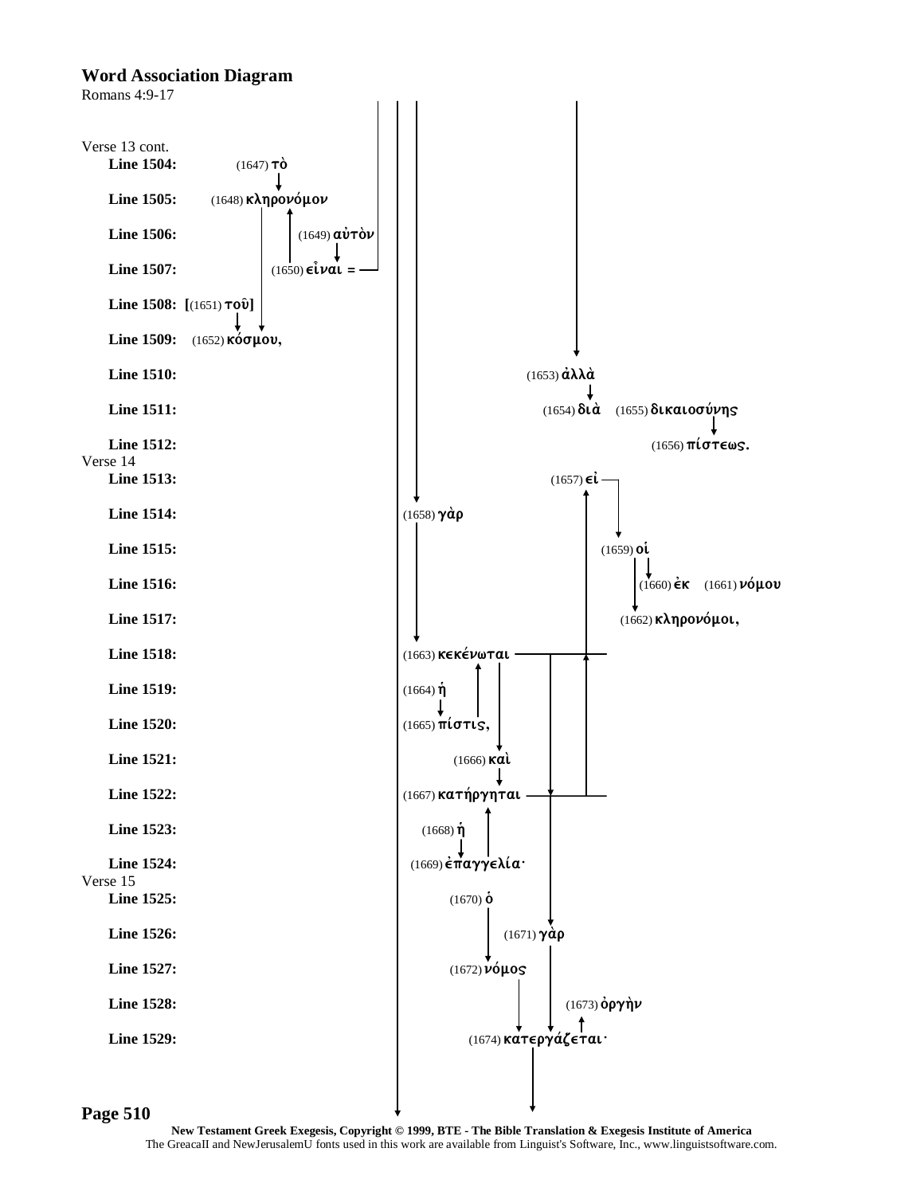# Word Association Diagram

Romans 4:9-17

Verse 13 cont.

| Line | Text |
|---|---|
| **Line 1504:** | (1647) τὸ |
| **Line 1505:** | (1648) κληρονόμον |
| **Line 1506:** | (1649) αὐτὸν |
| **Line 1507:** | (1650) εἶναι = |
| **Line 1508:** | [(1651) τοῦ] |
| **Line 1509:** | (1652) κόσμου, |
| **Line 1510:** | (1653) ἀλλὰ |
| **Line 1511:** | (1654) διὰ (1655) δικαιοσύνης |
| **Line 1512:** | (1656) πίστεως. |

Verse 14

| Line | Text |
|---|---|
| **Line 1513:** | (1657) εἰ |
| **Line 1514:** | (1658) γὰρ |
| **Line 1515:** | (1659) οἱ |
| **Line 1516:** | (1660) ἐκ (1661) νόμου |
| **Line 1517:** | (1662) κληρονόμοι, |
| **Line 1518:** | (1663) κεκένωται |
| **Line 1519:** | (1664) ἡ |
| **Line 1520:** | (1665) πίστις, |
| **Line 1521:** | (1666) καὶ |
| **Line 1522:** | (1667) κατήργηται |
| **Line 1523:** | (1668) ἡ |
| **Line 1524:** | (1669) ἐπαγγελία· |

Verse 15

| Line | Text |
|---|---|
| **Line 1525:** | (1670) ὁ |
| **Line 1526:** | (1671) γὰρ |
| **Line 1527:** | (1672) νόμος |
| **Line 1528:** | (1673) ὀργὴν |
| **Line 1529:** | (1674) κατεργάζεται· |

New Testament Greek Exegesis, Copyright © 1999, BTE - The Bible Translation & Exegesis Institute of America

The GreacaII and NewJerusalemU fonts used in this work are available from Linguist's Software, Inc., www.linguistsoftware.com.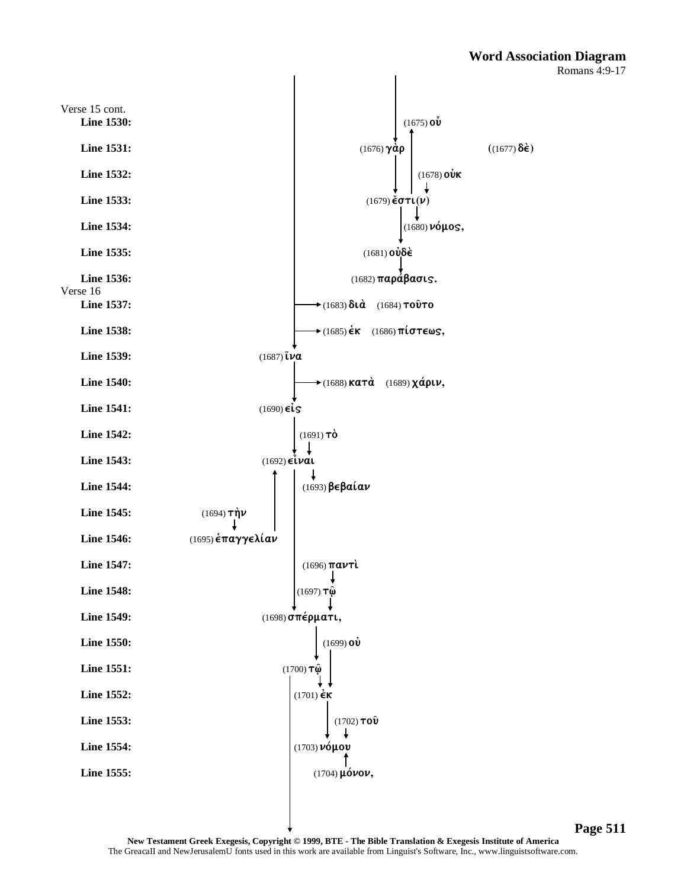## Word Association Diagram

Romans 4:9-17

Verse 15 cont.

| Line | Text |
|---|---|
| **Line 1530:** | (1675) οὗ |
| **Line 1531:** | (1676) γὰρ ((1677) δὲ) |
| **Line 1532:** | (1678) οὐκ |
| **Line 1533:** | (1679) ἔστι(ν) |
| **Line 1534:** | (1680) νόμος, |
| **Line 1535:** | (1681) οὐδὲ |
| **Line 1536:** | (1682) παράβασις. |

Verse 16

| Line | Text |
|---|---|
| **Line 1537:** | (1683) διὰ (1684) τοῦτο |
| **Line 1538:** | (1685) ἐκ (1686) πίστεως, |
| **Line 1539:** | (1687) ἵνα |
| **Line 1540:** | (1688) κατὰ (1689) χάριν, |
| **Line 1541:** | (1690) εἰς |
| **Line 1542:** | (1691) τὸ |
| **Line 1543:** | (1692) εἶναι |
| **Line 1544:** | (1693) βεβαίαν |
| **Line 1545:** | (1694) τὴν |
| **Line 1546:** | (1695) ἐπαγγελίαν |
| **Line 1547:** | (1696) παντὶ |
| **Line 1548:** | (1697) τῷ |
| **Line 1549:** | (1698) σπέρματι, |
| **Line 1550:** | (1699) οὐ |
| **Line 1551:** | (1700) τῷ |
| **Line 1552:** | (1701) ἐκ |
| **Line 1553:** | (1702) τοῦ |
| **Line 1554:** | (1703) νόμου |
| **Line 1555:** | (1704) μόνον, |

New Testament Greek Exegesis, Copyright © 1999, BTE - The Bible Translation & Exegesis Institute of America

The GreacaII and NewJerusalemU fonts used in this work are available from Linguist's Software, Inc., www.linguistsoftware.com.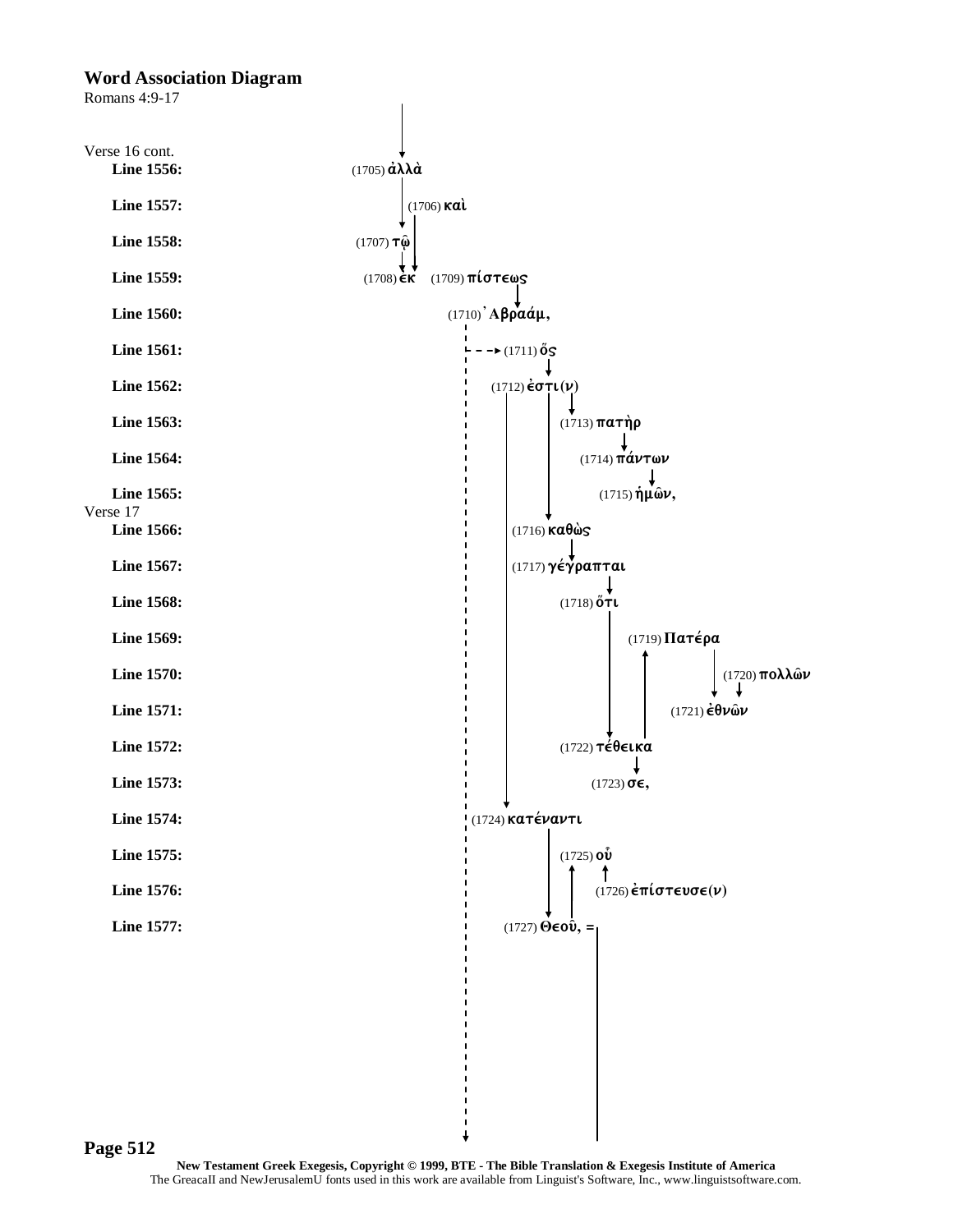# Word Association Diagram

Romans 4:9-17

Verse 16 cont.

**Line 1556:** (1705) ἀλλὰ

**Line 1557:** (1706) καὶ

**Line 1558:** (1707) τῷ

**Line 1559:** (1708) ἐκ (1709) πίστεως

**Line 1560:** (1710) Ἀβραάμ,

**Line 1561:** (1711) ὅς

**Line 1562:** (1712) ἐστι(ν)

**Line 1563:** (1713) πατὴρ

**Line 1564:** (1714) πάντων

**Line 1565:** (1715) ἡμῶν,

Verse 17

**Line 1566:** (1716) καθὼς

**Line 1567:** (1717) γέγραπται

**Line 1568:** (1718) ὅτι

**Line 1569:** (1719) Πατέρα

**Line 1570:** (1720) πολλῶν

**Line 1571:** (1721) ἐθνῶν

**Line 1572:** (1722) τέθεικα

**Line 1573:** (1723) σε,

**Line 1574:** (1724) κατέναντι

**Line 1575:** (1725) οὗ

**Line 1576:** (1726) ἐπίστευσε(ν)

**Line 1577:** (1727) Θεοῦ, =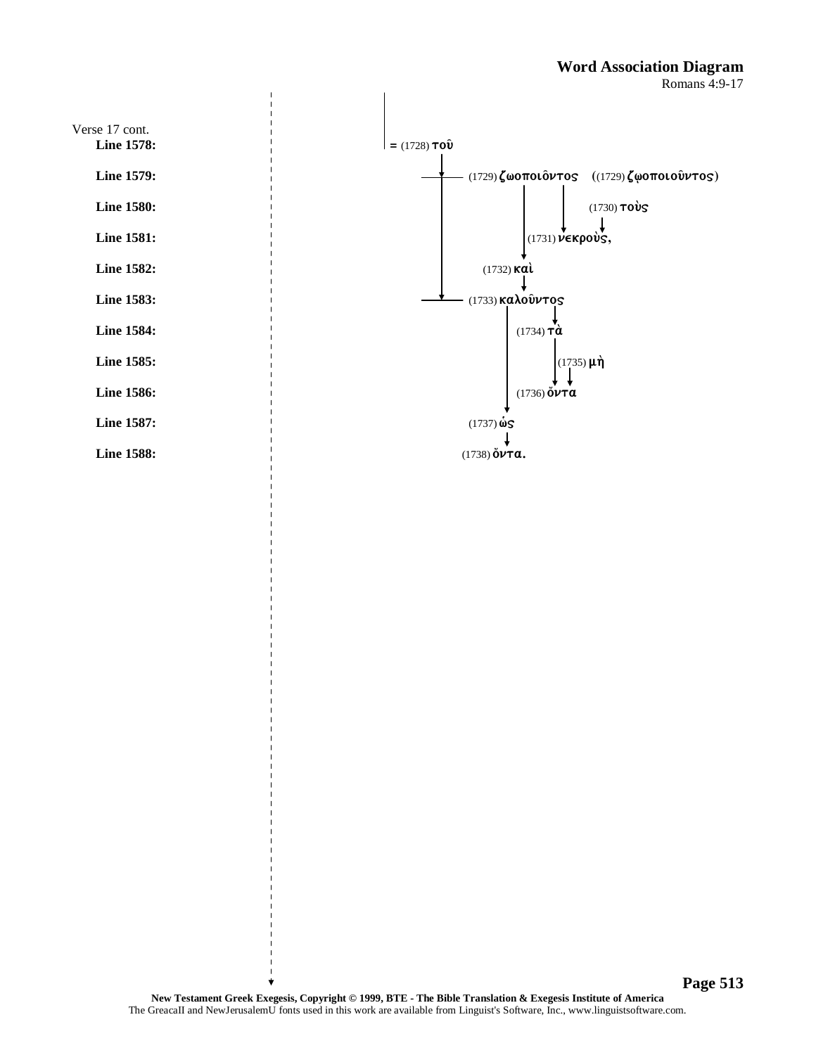## Word Association Diagram

Romans 4:9-17

Verse 17 cont.

**Line 1578:** = (1728) τοῦ

**Line 1579:** (1729) ζωοποιôντος ((1729) ζῳοποιοῦντος)

**Line 1580:** (1730) τοὺς

**Line 1581:** (1731) νεκροὺς,

**Line 1582:** (1732) καὶ

**Line 1583:** (1733) καλοῦντος

**Line 1584:** (1734) τὰ

**Line 1585:** (1735) μὴ

**Line 1586:** (1736) ὄντα

**Line 1587:** (1737) ὡς

**Line 1588:** (1738) ὄντα.

New Testament Greek Exegesis, Copyright © 1999, BTE - The Bible Translation & Exegesis Institute of America

The GreacaII and NewJerusalemU fonts used in this work are available from Linguist's Software, Inc., www.linguistsoftware.com.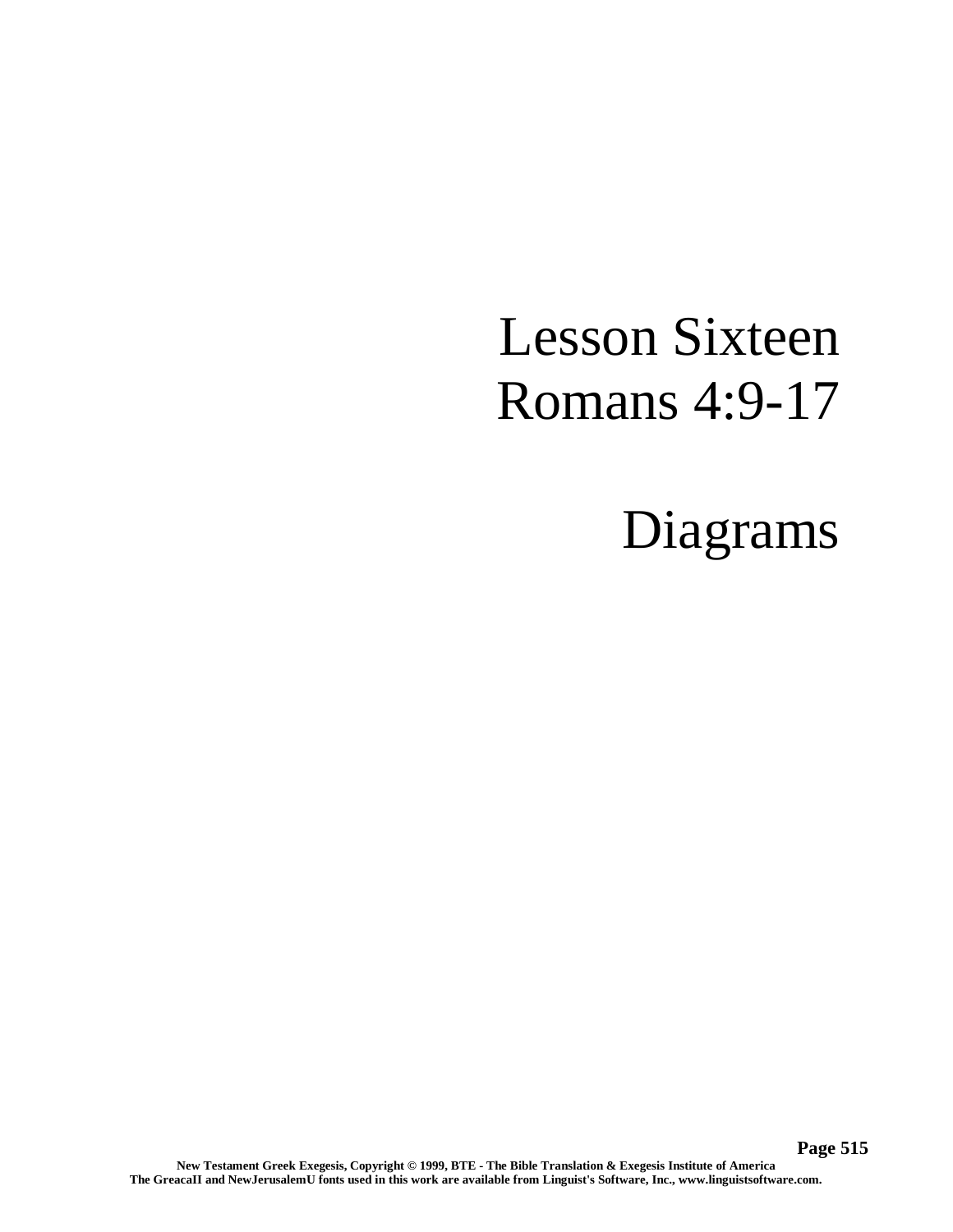# Lesson Sixteen
# Romans 4:9-17

# Diagrams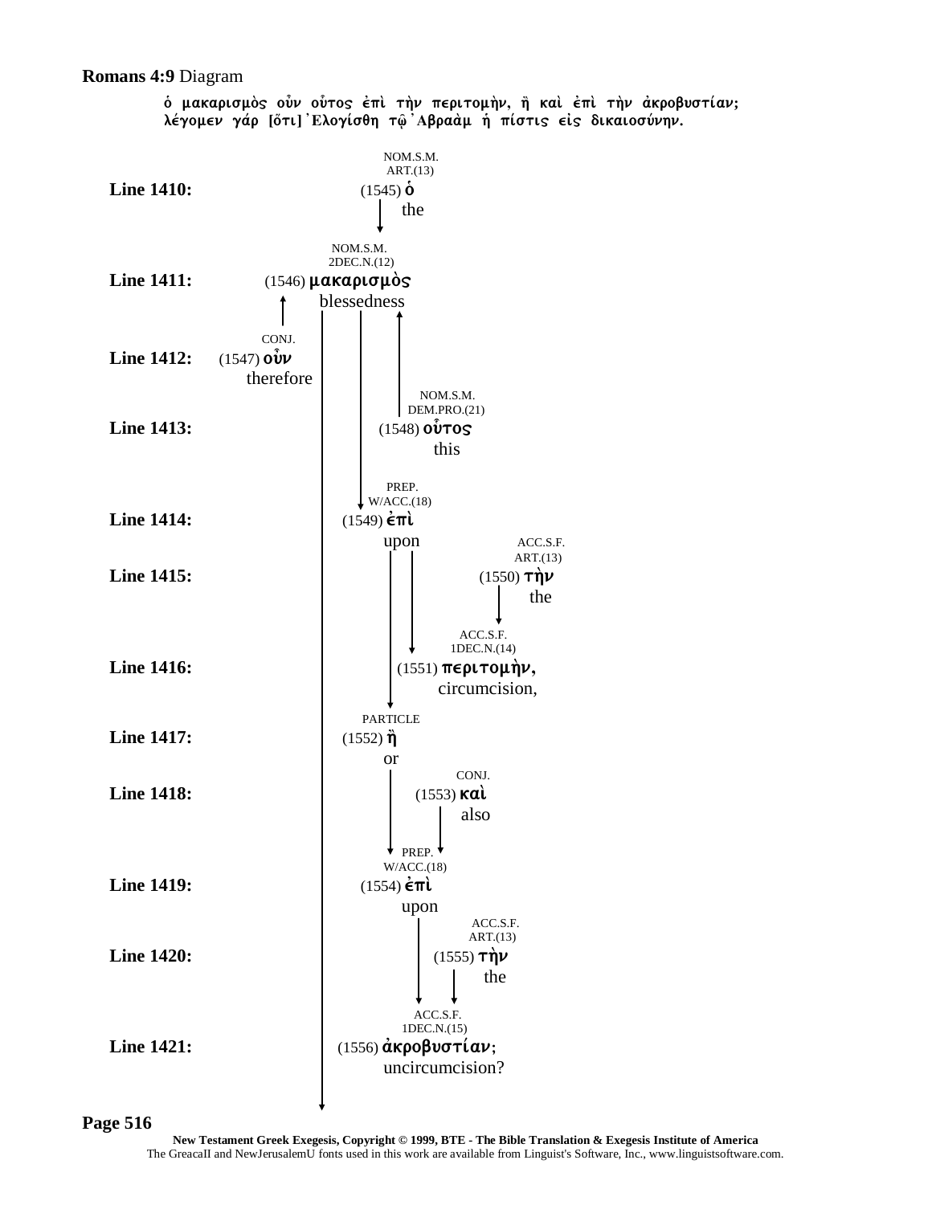**Romans 4:9** Diagram

ὁ μακαρισμὸς οὖν οὗτος ἐπὶ τὴν περιτομὴν, ἢ καὶ ἐπὶ τὴν ἀκροβυστίαν; λέγομεν γάρ [ὅτι] Ἐλογίσθη τῷ Ἀβραὰμ ἡ πίστις εἰς δικαιοσύνην.

| Line | Grammatical Tag | Number | Greek | English |
|---|---|---|---|---|
| Line 1410: | NOM.S.M. ART.(13) | (1545) | ὁ | the |
| Line 1411: | NOM.S.M. 2DEC.N.(12) | (1546) | μακαρισμὸς | blessedness |
| Line 1412: | CONJ. | (1547) | οὖν | therefore |
| Line 1413: | NOM.S.M. DEM.PRO.(21) | (1548) | οὗτος | this |
| Line 1414: | PREP. W/ACC.(18) | (1549) | ἐπὶ | upon |
| Line 1415: | ACC.S.F. ART.(13) | (1550) | τὴν | the |
| Line 1416: | ACC.S.F. 1DEC.N.(14) | (1551) | περιτομὴν, | circumcision, |
| Line 1417: | PARTICLE | (1552) | ἢ | or |
| Line 1418: | CONJ. | (1553) | καὶ | also |
| Line 1419: | PREP. W/ACC.(18) | (1554) | ἐπὶ | upon |
| Line 1420: | ACC.S.F. ART.(13) | (1555) | τὴν | the |
| Line 1421: | ACC.S.F. 1DEC.N.(15) | (1556) | ἀκροβυστίαν; | uncircumcision? |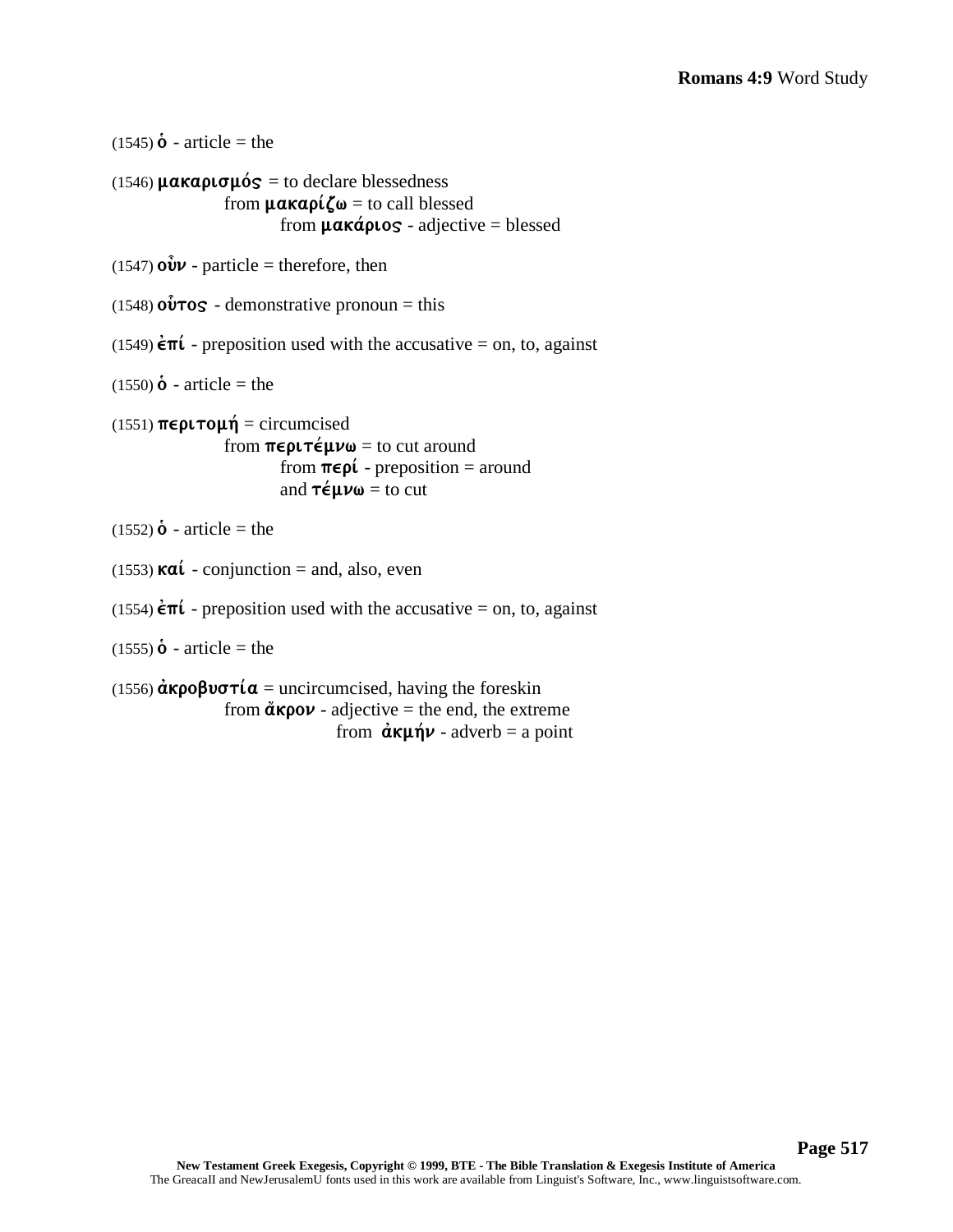(1545) ὁ - article = the

(1546) μακαρισμός = to declare blessedness
  from μακαρίζω = to call blessed
    from μακάριος - adjective = blessed

(1547) οὖν - particle = therefore, then

(1548) οὗτος - demonstrative pronoun = this

(1549) ἐπί - preposition used with the accusative = on, to, against

(1550) ὁ - article = the

(1551) περιτομή = circumcised
  from περιτέμνω = to cut around
    from περί - preposition = around
    and τέμνω = to cut

(1552) ὁ - article = the

(1553) καί - conjunction = and, also, even

(1554) ἐπί - preposition used with the accusative = on, to, against

(1555) ὁ - article = the

(1556) ἀκροβυστία = uncircumcised, having the foreskin
  from ἄκρον - adjective = the end, the extreme
      from ἀκμήν - adverb = a point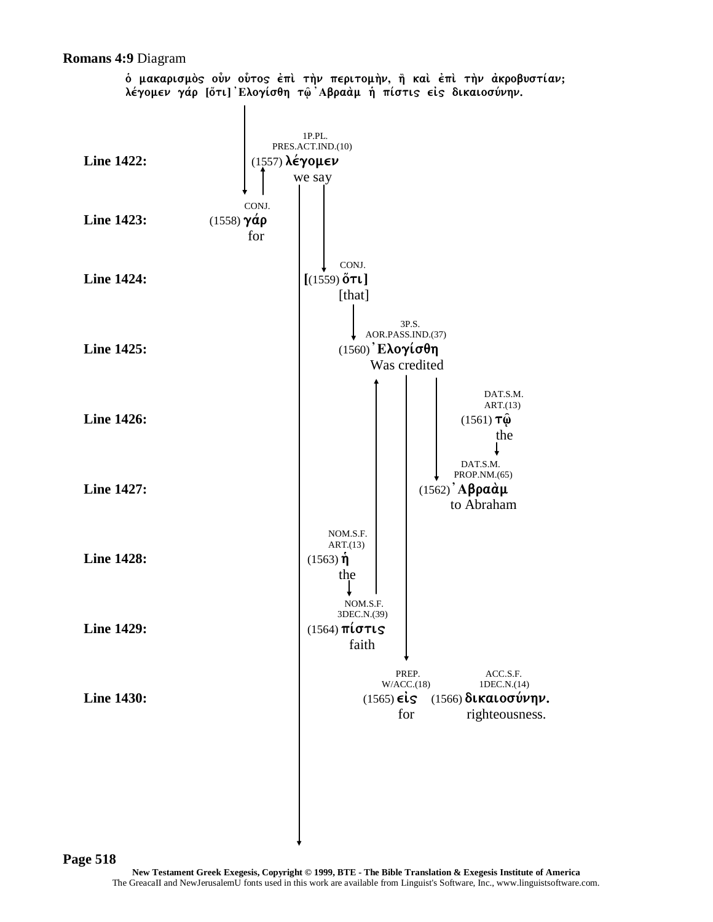**Romans 4:9** Diagram

ὁ μακαρισμὸς οὖν οὗτος ἐπὶ τὴν περιτομὴν, ἢ καὶ ἐπὶ τὴν ἀκροβυστίαν; λέγομεν γάρ [ὅτι] Ἐλογίσθη τῷ Ἀβραὰμ ἡ πίστις εἰς δικαιοσύνην.

**Line 1422:** 1P.PL. PRES.ACT.IND.(10) (1557) **λέγομεν** we say

**Line 1423:** CONJ. (1558) **γάρ** for

**Line 1424:** CONJ. **[**(1559) **ὅτι]** [that]

**Line 1425:** 3P.S. AOR.PASS.IND.(37) (1560) **Ἐλογίσθη** Was credited

**Line 1426:** DAT.S.M. ART.(13) (1561) **τῷ** the

**Line 1427:** DAT.S.M. PROP.NM.(65) (1562) **Ἀβραὰμ** to Abraham

**Line 1428:** NOM.S.F. ART.(13) (1563) **ἡ** the

**Line 1429:** NOM.S.F. 3DEC.N.(39) (1564) **πίστις** faith

**Line 1430:** PREP. W/ACC.(18) (1565) **εἰς** for — ACC.S.F. 1DEC.N.(14) (1566) **δικαιοσύνην.** righteousness.

**New Testament Greek Exegesis, Copyright © 1999, BTE - The Bible Translation & Exegesis Institute of America**
The GreacaII and NewJerusalemU fonts used in this work are available from Linguist's Software, Inc., www.linguistsoftware.com.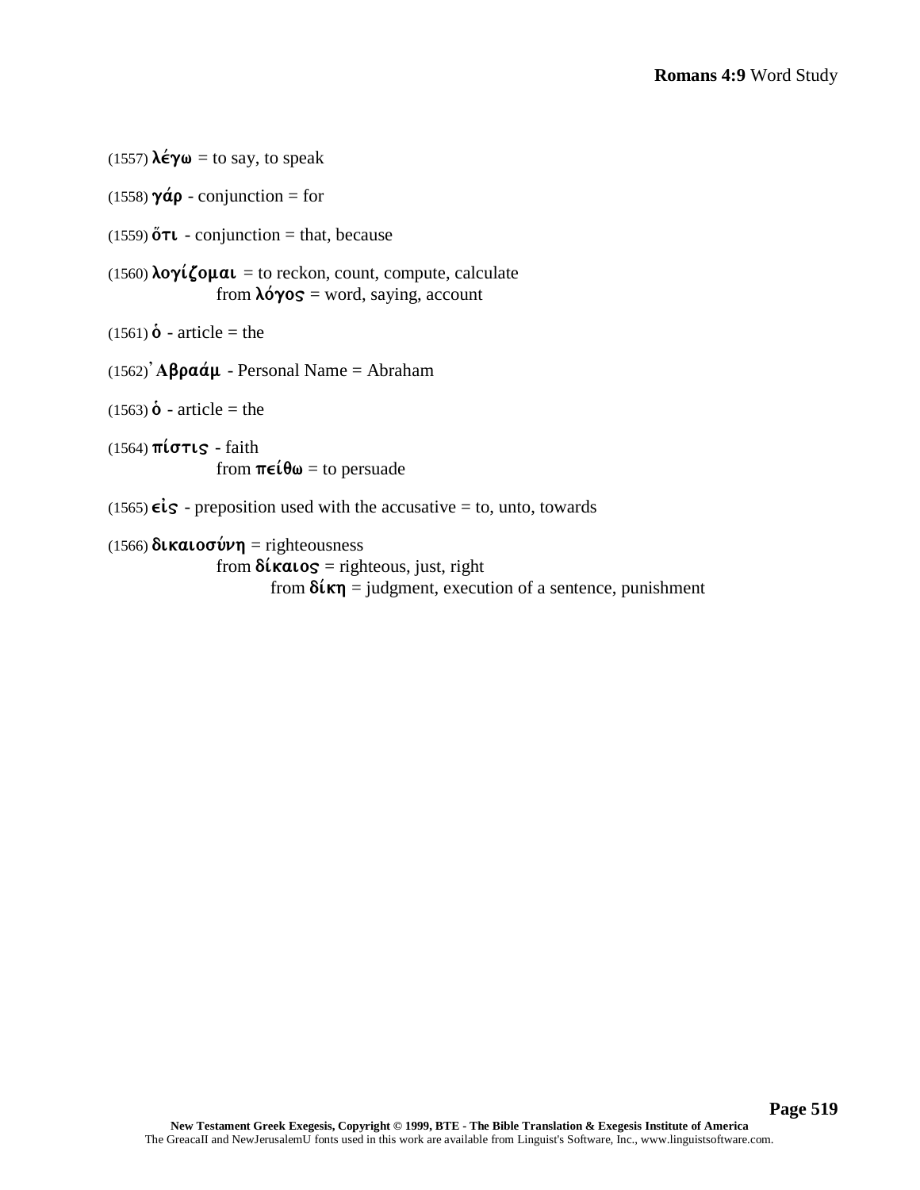(1557) **λέγω** = to say, to speak

(1558) **γάρ** - conjunction = for

(1559) **ὅτι** - conjunction = that, because

(1560) **λογίζομαι** = to reckon, count, compute, calculate
from **λόγος** = word, saying, account

(1561) **ὁ** - article = the

(1562) **Ἀβραάμ** - Personal Name = Abraham

(1563) **ὁ** - article = the

(1564) **πίστις** - faith
from **πείθω** = to persuade

(1565) **εἰς** - preposition used with the accusative = to, unto, towards

(1566) **δικαιοσύνη** = righteousness
from **δίκαιος** = righteous, just, right
from **δίκη** = judgment, execution of a sentence, punishment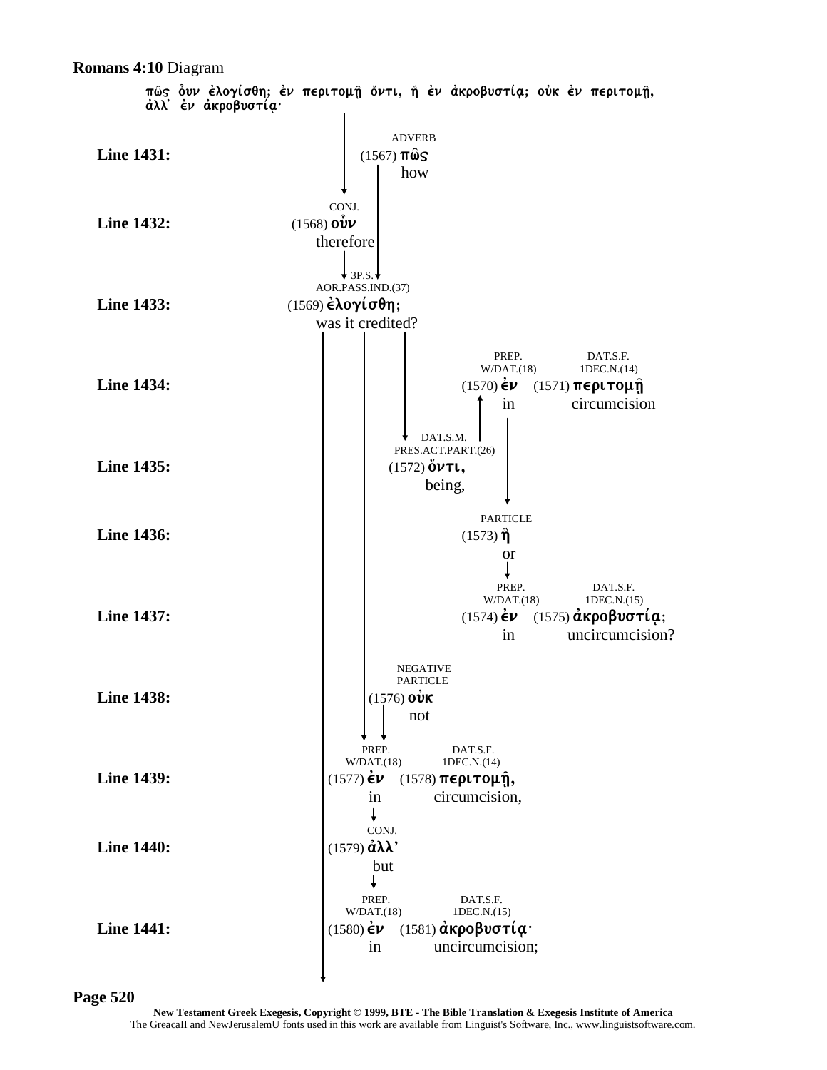**Romans 4:10** Diagram

πῶς οὖν ἐλογίσθη; ἐν περιτομῇ ὄντι, ἢ ἐν ἀκροβυστίᾳ; οὐκ ἐν περιτομῇ, ἀλλ᾽ ἐν ἀκροβυστίᾳ·

**Line 1431:** ADVERB (1567) **πῶς** how

**Line 1432:** CONJ. (1568) **οὖν** therefore

**Line 1433:** 3P.S. AOR.PASS.IND.(37) (1569) **ἐλογίσθη;** was it credited?

**Line 1434:** PREP. W/DAT.(18) (1570) **ἐν** in — DAT.S.F. 1DEC.N.(14) (1571) **περιτομῇ** circumcision

**Line 1435:** DAT.S.M. PRES.ACT.PART.(26) (1572) **ὄντι,** being,

**Line 1436:** PARTICLE (1573) **ἢ** or

**Line 1437:** PREP. W/DAT.(18) (1574) **ἐν** in — DAT.S.F. 1DEC.N.(15) (1575) **ἀκροβυστίᾳ;** uncircumcision?

**Line 1438:** NEGATIVE PARTICLE (1576) **οὐκ** not

**Line 1439:** PREP. W/DAT.(18) (1577) **ἐν** in — DAT.S.F. 1DEC.N.(14) (1578) **περιτομῇ,** circumcision,

**Line 1440:** CONJ. (1579) **ἀλλ᾽** but

**Line 1441:** PREP. W/DAT.(18) (1580) **ἐν** in — DAT.S.F. 1DEC.N.(15) (1581) **ἀκροβυστίᾳ·** uncircumcision;

New Testament Greek Exegesis, Copyright © 1999, BTE - The Bible Translation & Exegesis Institute of America
The GreacaII and NewJerusalemU fonts used in this work are available from Linguist's Software, Inc., www.linguistsoftware.com.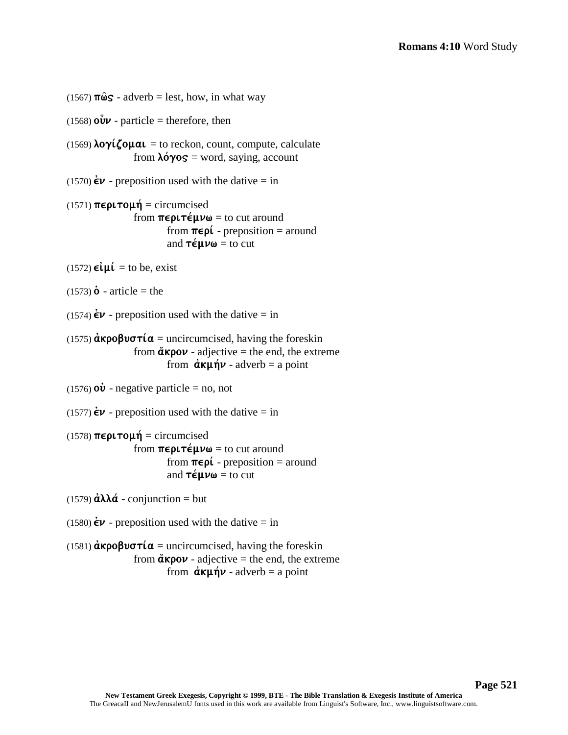(1567) **πῶς** - adverb = lest, how, in what way

(1568) **οὖν** - particle = therefore, then

(1569) **λογίζομαι** = to reckon, count, compute, calculate
    from **λόγος** = word, saying, account

(1570) **ἐν** - preposition used with the dative = in

(1571) **περιτομή** = circumcised
    from **περιτέμνω** = to cut around
        from **περί** - preposition = around
        and **τέμνω** = to cut

(1572) **εἰμί** = to be, exist

(1573) **ὁ** - article = the

(1574) **ἐν** - preposition used with the dative = in

(1575) **ἀκροβυστία** = uncircumcised, having the foreskin
    from **ἄκρον** - adjective = the end, the extreme
        from **ἀκμήν** - adverb = a point

(1576) **οὐ** - negative particle = no, not

(1577) **ἐν** - preposition used with the dative = in

(1578) **περιτομή** = circumcised
    from **περιτέμνω** = to cut around
        from **περί** - preposition = around
        and **τέμνω** = to cut

(1579) **ἀλλά** - conjunction = but

(1580) **ἐν** - preposition used with the dative = in

(1581) **ἀκροβυστία** = uncircumcised, having the foreskin
    from **ἄκρον** - adjective = the end, the extreme
        from **ἀκμήν** - adverb = a point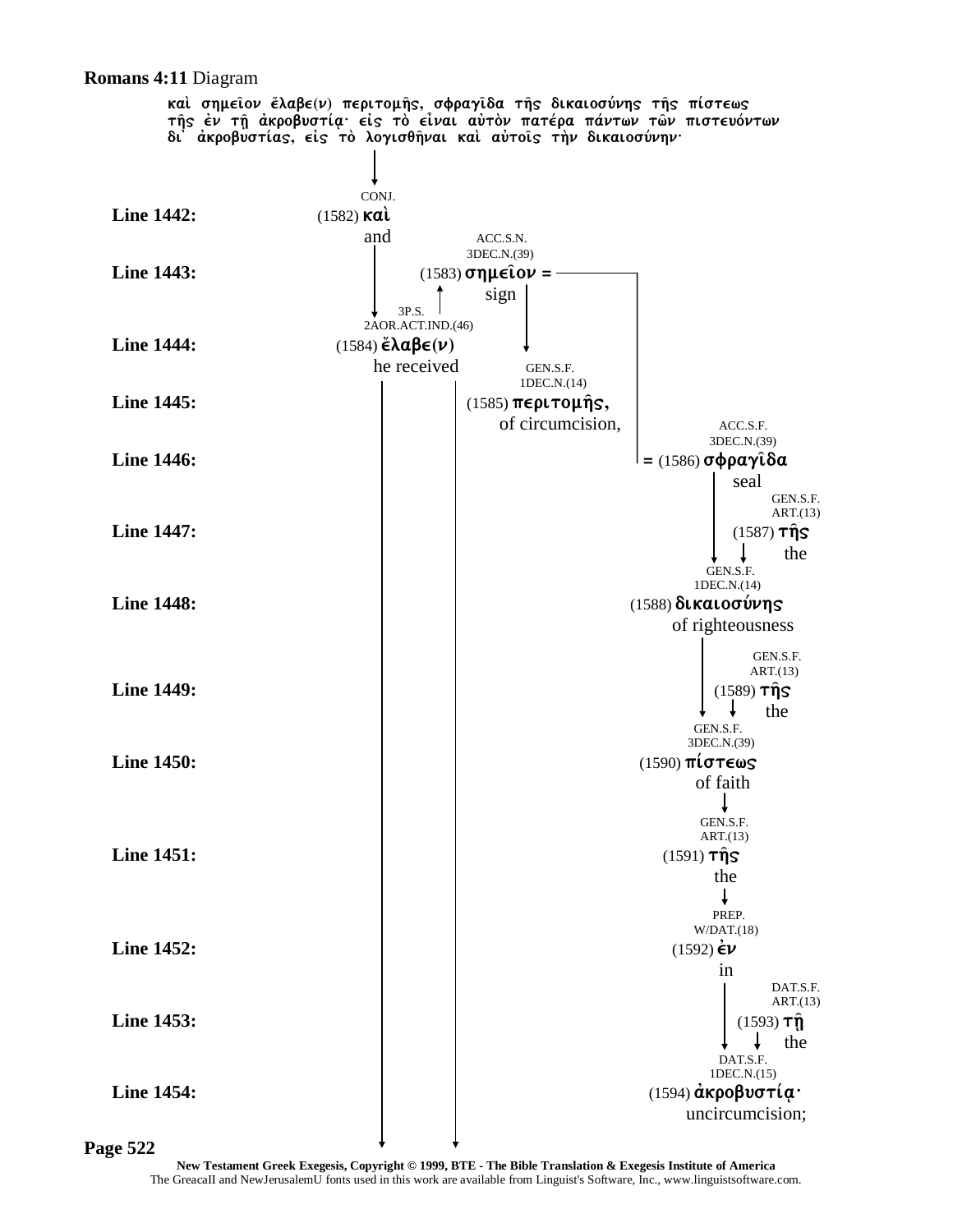**Romans 4:11** Diagram

καὶ σημεῖον ἔλαβε(ν) περιτομῆς, σφραγῖδα τῆς δικαιοσύνης τῆς πίστεως τῆς ἐν τῇ ἀκροβυστίᾳ· εἰς τὸ εἶναι αὐτὸν πατέρα πάντων τῶν πιστευόντων δι' ἀκροβυστίας, εἰς τὸ λογισθῆναι καὶ αὐτοῖς τὴν δικαιοσύνην·

**Line 1442:** CONJ. (1582) **καὶ** and

**Line 1443:** ACC.S.N. 3DEC.N.(39) (1583) **σημεῖον =** sign

**Line 1444:** 3P.S. 2AOR.ACT.IND.(46) (1584) **ἔλαβε(ν)** he received

**Line 1445:** GEN.S.F. 1DEC.N.(14) (1585) **περιτομῆς,** of circumcision,

**Line 1446:** ACC.S.F. 3DEC.N.(39) **=** (1586) **σφραγῖδα** seal

**Line 1447:** GEN.S.F. ART.(13) (1587) **τῆς** the

**Line 1448:** GEN.S.F. 1DEC.N.(14) (1588) **δικαιοσύνης** of righteousness

**Line 1449:** GEN.S.F. ART.(13) (1589) **τῆς** the

**Line 1450:** GEN.S.F. 3DEC.N.(39) (1590) **πίστεως** of faith

**Line 1451:** GEN.S.F. ART.(13) (1591) **τῆς** the

**Line 1452:** PREP. W/DAT.(18) (1592) **ἐν** in

**Line 1453:** DAT.S.F. ART.(13) (1593) **τῇ** the

**Line 1454:** DAT.S.F. 1DEC.N.(15) (1594) **ἀκροβυστίᾳ·** uncircumcision;

New Testament Greek Exegesis, Copyright © 1999, BTE - The Bible Translation & Exegesis Institute of America
The GreacaII and NewJerusalemU fonts used in this work are available from Linguist's Software, Inc., www.linguistsoftware.com.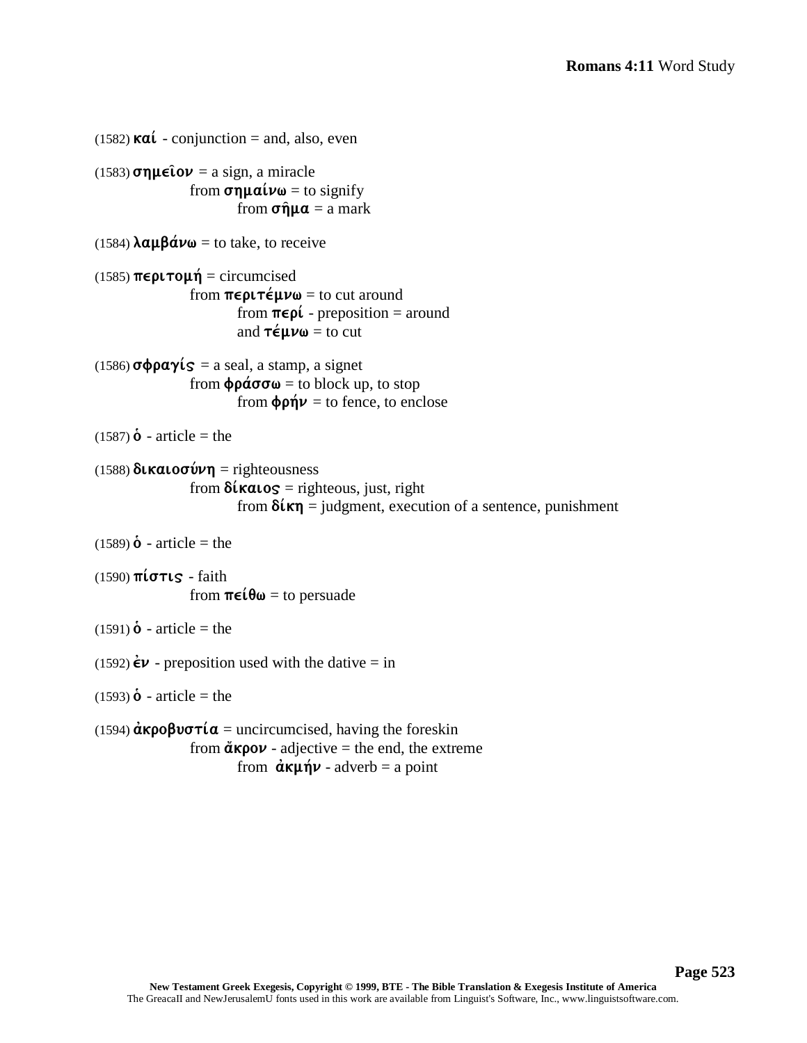(1582) **καί** - conjunction = and, also, even

(1583) **σημεῖον** = a sign, a miracle
    from **σημαίνω** = to signify
        from **σῆμα** = a mark

(1584) **λαμβάνω** = to take, to receive

(1585) **περιτομή** = circumcised
    from **περιτέμνω** = to cut around
        from **περί** - preposition = around
        and **τέμνω** = to cut

(1586) **σφραγίς** = a seal, a stamp, a signet
    from **φράσσω** = to block up, to stop
        from **φρήν** = to fence, to enclose

(1587) **ὁ** - article = the

(1588) **δικαιοσύνη** = righteousness
    from **δίκαιος** = righteous, just, right
        from **δίκη** = judgment, execution of a sentence, punishment

(1589) **ὁ** - article = the

(1590) **πίστις** - faith
    from **πείθω** = to persuade

(1591) **ὁ** - article = the

(1592) **ἐν** - preposition used with the dative = in

(1593) **ὁ** - article = the

(1594) **ἀκροβυστία** = uncircumcised, having the foreskin
    from **ἄκρον** - adjective = the end, the extreme
        from **ἀκμήν** - adverb = a point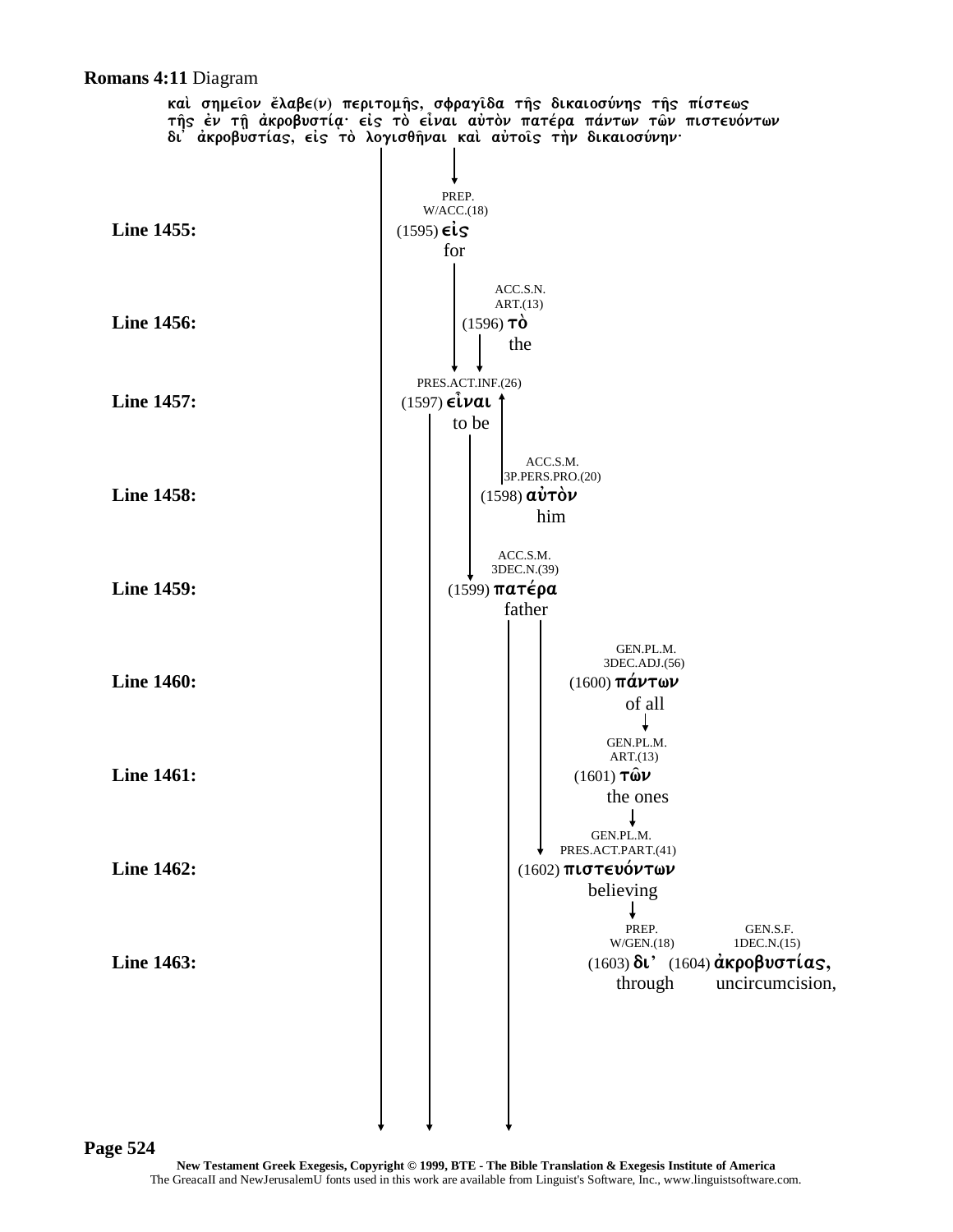**Romans 4:11** Diagram

καὶ σημεῖον ἔλαβε(ν) περιτομῆς, σφραγῖδα τῆς δικαιοσύνης τῆς πίστεως τῆς ἐν τῇ ἀκροβυστίᾳ· εἰς τὸ εἶναι αὐτὸν πατέρα πάντων τῶν πιστευόντων δι᾽ ἀκροβυστίας, εἰς τὸ λογισθῆναι καὶ αὐτοῖς τὴν δικαιοσύνην·

**Line 1455:** PREP. W/ACC.(18) (1595) **εἰς** for

**Line 1456:** ACC.S.N. ART.(13) (1596) **τὸ** the

**Line 1457:** PRES.ACT.INF.(26) (1597) **εἶναι** to be

**Line 1458:** ACC.S.M. 3P.PERS.PRO.(20) (1598) **αὐτὸν** him

**Line 1459:** ACC.S.M. 3DEC.N.(39) (1599) **πατέρα** father

**Line 1460:** GEN.PL.M. 3DEC.ADJ.(56) (1600) **πάντων** of all

**Line 1461:** GEN.PL.M. ART.(13) (1601) **τῶν** the ones

**Line 1462:** GEN.PL.M. PRES.ACT.PART.(41) (1602) **πιστευόντων** believing

**Line 1463:** PREP. W/GEN.(18) (1603) **δι᾽** through (1604) **ἀκροβυστίας,** GEN.S.F. 1DEC.N.(15) uncircumcision,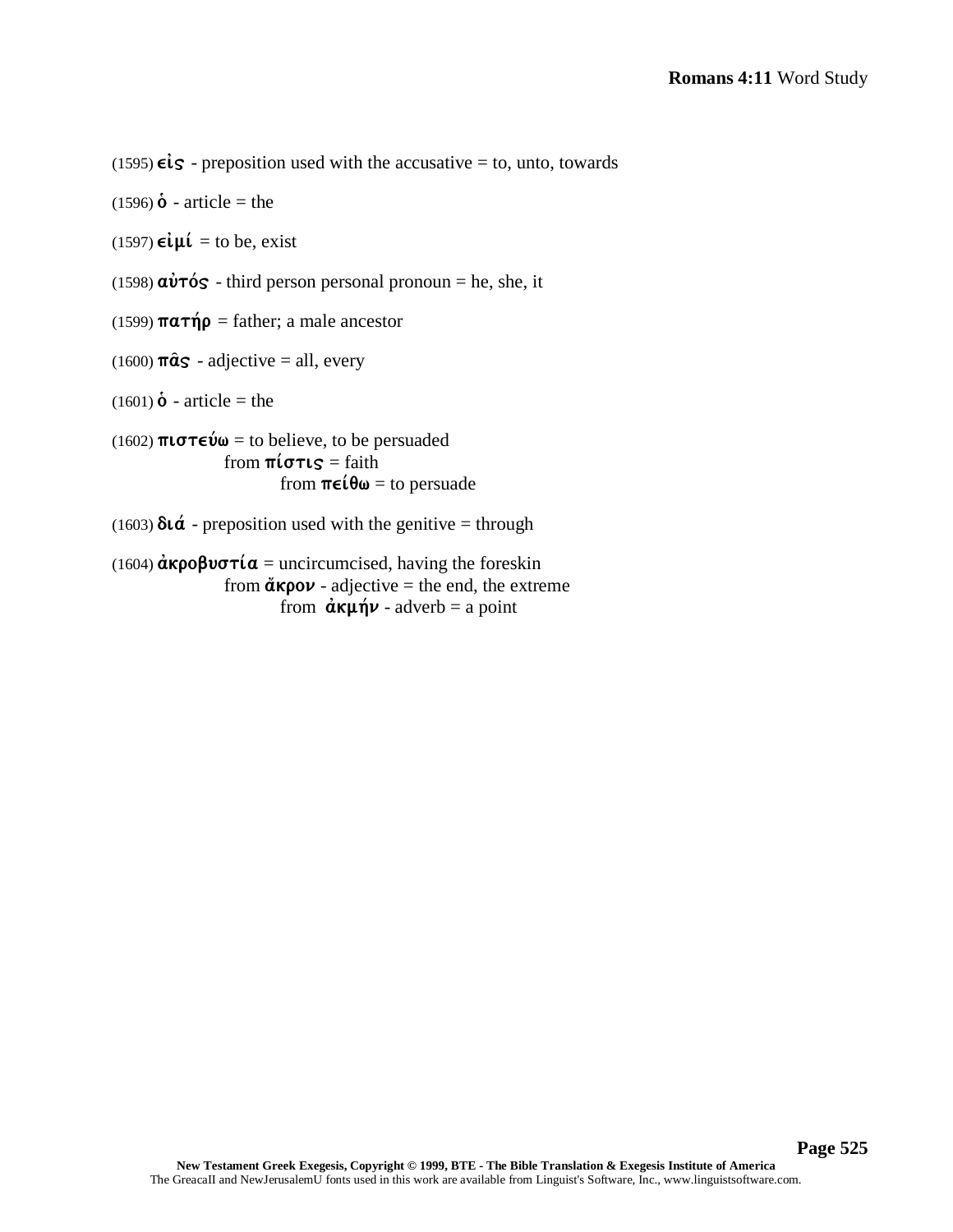(1595) **εἰς** - preposition used with the accusative = to, unto, towards

(1596) **ὁ** - article = the

(1597) **εἰμί** = to be, exist

(1598) **αὐτός** - third person personal pronoun = he, she, it

(1599) **πατήρ** = father; a male ancestor

(1600) **πᾶς** - adjective = all, every

(1601) **ὁ** - article = the

(1602) **πιστεύω** = to believe, to be persuaded
  from **πίστις** = faith
    from **πείθω** = to persuade

(1603) **διά** - preposition used with the genitive = through

(1604) **ἀκροβυστία** = uncircumcised, having the foreskin
  from **ἄκρον** - adjective = the end, the extreme
    from **ἀκμήν** - adverb = a point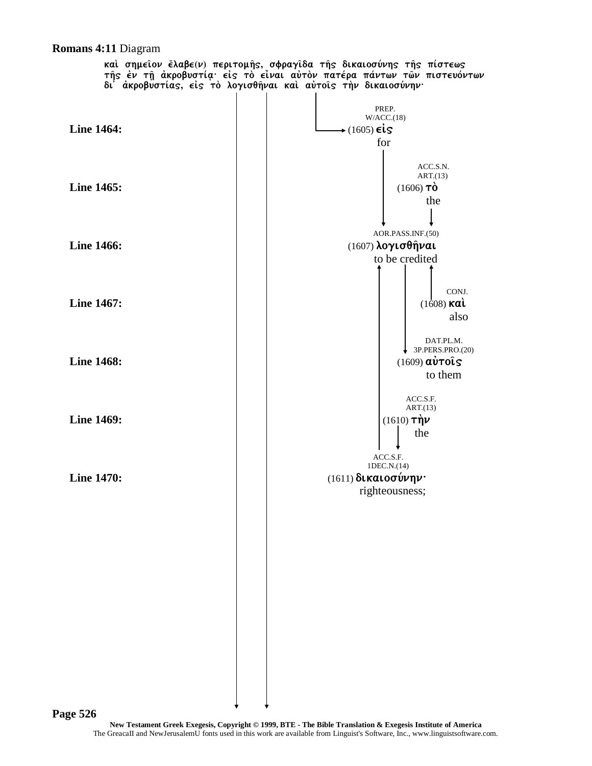**Romans 4:11** Diagram

καὶ σημεῖον ἔλαβε(ν) περιτομῆς, σφραγῖδα τῆς δικαιοσύνης τῆς πίστεως τῆς ἐν τῇ ἀκροβυστίᾳ· εἰς τὸ εἶναι αὐτὸν πατέρα πάντων τῶν πιστευόντων δι' ἀκροβυστίας, εἰς τὸ λογισθῆναι καὶ αὐτοῖς τὴν δικαιοσύνην·

| Line | Parsing | Greek | English |
|---|---|---|---|
| **Line 1464:** | PREP. W/ACC.(18) | (1605) εἰς | for |
| **Line 1465:** | ACC.S.N. ART.(13) | (1606) τὸ | the |
| **Line 1466:** | AOR.PASS.INF.(50) | (1607) λογισθῆναι | to be credited |
| **Line 1467:** | CONJ. | (1608) καὶ | also |
| **Line 1468:** | DAT.PL.M. 3P.PERS.PRO.(20) | (1609) αὐτοῖς | to them |
| **Line 1469:** | ACC.S.F. ART.(13) | (1610) τὴν | the |
| **Line 1470:** | ACC.S.F. 1DEC.N.(14) | (1611) δικαιοσύνην· | righteousness; |

**New Testament Greek Exegesis, Copyright © 1999, BTE - The Bible Translation & Exegesis Institute of America**
The GreacaII and NewJerusalemU fonts used in this work are available from Linguist's Software, Inc., www.linguistsoftware.com.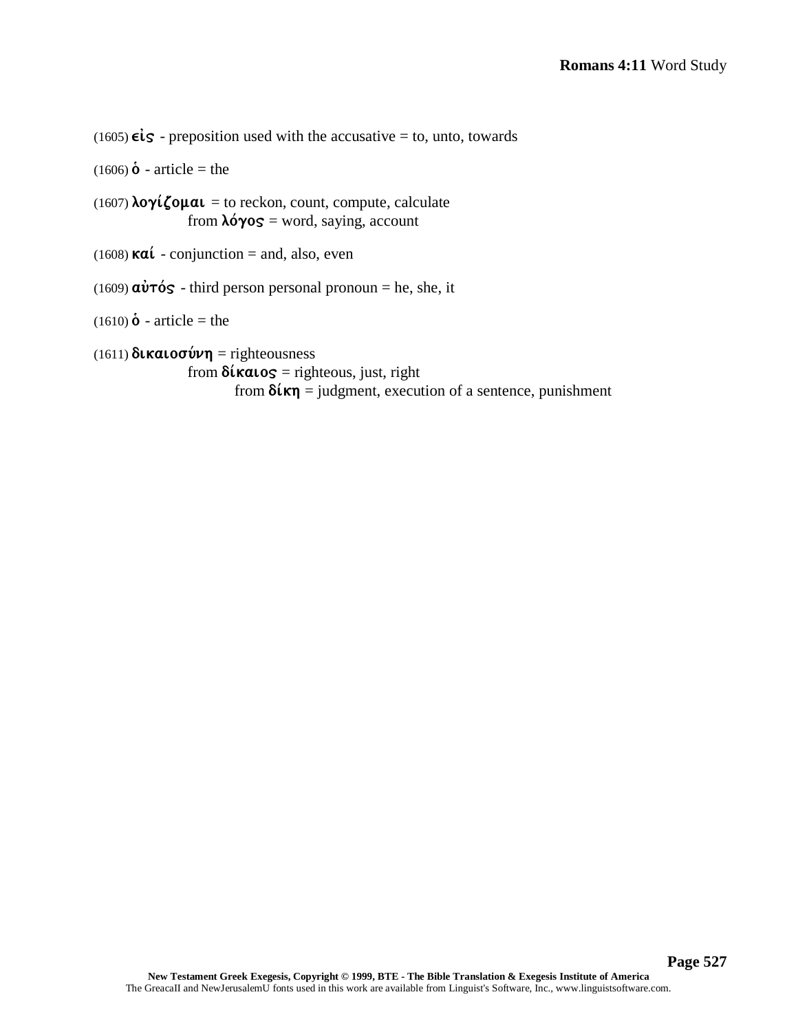(1605) **εἰς** - preposition used with the accusative = to, unto, towards

(1606) **ὁ** - article = the

(1607) **λογίζομαι** = to reckon, count, compute, calculate
    from **λόγος** = word, saying, account

(1608) **καί** - conjunction = and, also, even

(1609) **αὐτός** - third person personal pronoun = he, she, it

(1610) **ὁ** - article = the

(1611) **δικαιοσύνη** = righteousness
    from **δίκαιος** = righteous, just, right
        from **δίκη** = judgment, execution of a sentence, punishment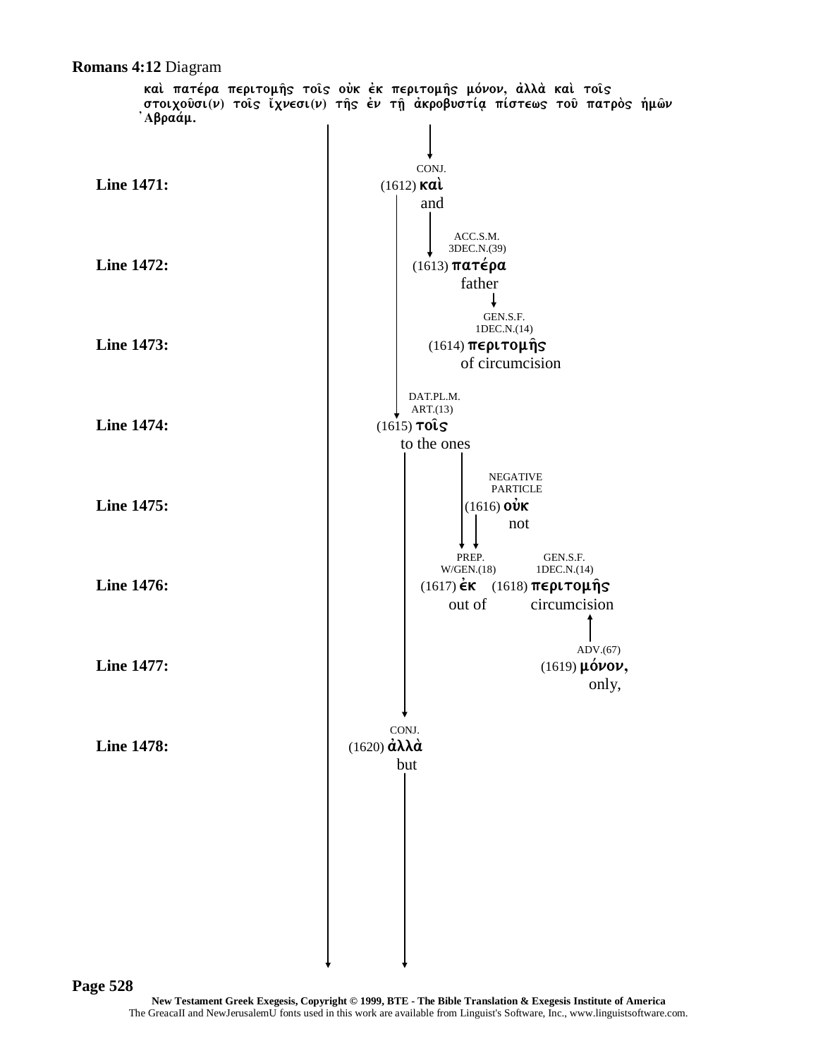**Romans 4:12** Diagram

καὶ πατέρα περιτομῆς τοῖς οὐκ ἐκ περιτομῆς μόνον, ἀλλὰ καὶ τοῖς στοιχοῦσι(ν) τοῖς ἴχνεσι(ν) τῆς ἐν τῇ ἀκροβυστίᾳ πίστεως τοῦ πατρὸς ἡμῶν Ἀβραάμ.

**Line 1471:** CONJ. (1612) **καὶ** and

**Line 1472:** ACC.S.M. 3DEC.N.(39) (1613) **πατέρα** father

**Line 1473:** GEN.S.F. 1DEC.N.(14) (1614) **περιτομῆς** of circumcision

**Line 1474:** DAT.PL.M. ART.(13) (1615) **τοῖς** to the ones

**Line 1475:** NEGATIVE PARTICLE (1616) **οὐκ** not

**Line 1476:** PREP. W/GEN.(18) (1617) **ἐκ** out of — GEN.S.F. 1DEC.N.(14) (1618) **περιτομῆς** circumcision

**Line 1477:** ADV.(67) (1619) **μόνον,** only,

**Line 1478:** CONJ. (1620) **ἀλλὰ** but

New Testament Greek Exegesis, Copyright © 1999, BTE - The Bible Translation & Exegesis Institute of America
The GreacaII and NewJerusalemU fonts used in this work are available from Linguist's Software, Inc., www.linguistsoftware.com.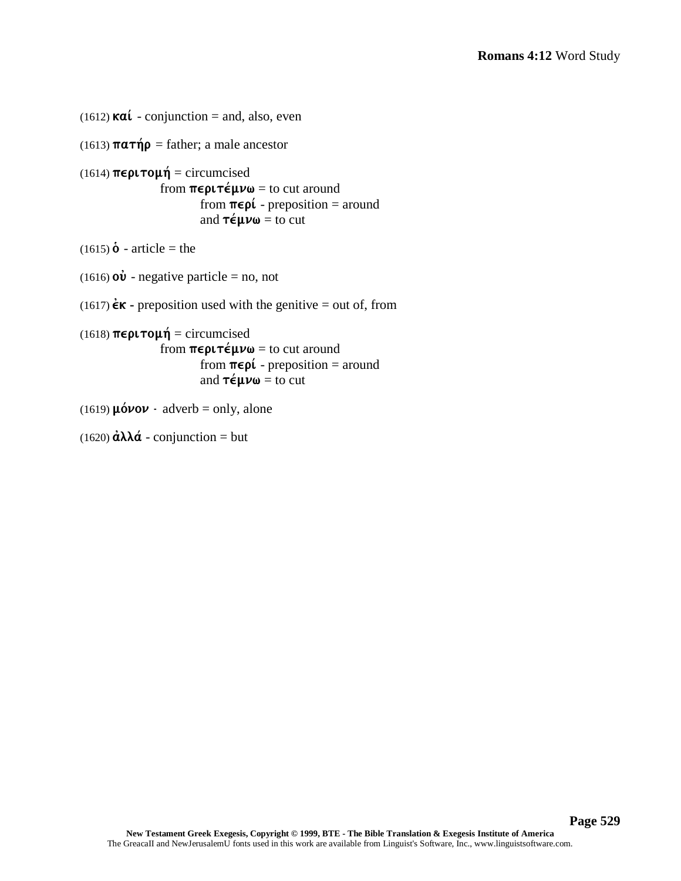(1612) **καί** - conjunction = and, also, even

(1613) **πατήρ** = father; a male ancestor

(1614) **περιτομή** = circumcised
    from **περιτέμνω** = to cut around
        from **περί** - preposition = around
        and **τέμνω** = to cut

(1615) **ὁ** - article = the

(1616) **οὐ** - negative particle = no, not

(1617) **ἐκ** - preposition used with the genitive = out of, from

(1618) **περιτομή** = circumcised
    from **περιτέμνω** = to cut around
        from **περί** - preposition = around
        and **τέμνω** = to cut

(1619) **μόνον** - adverb = only, alone

(1620) **ἀλλά** - conjunction = but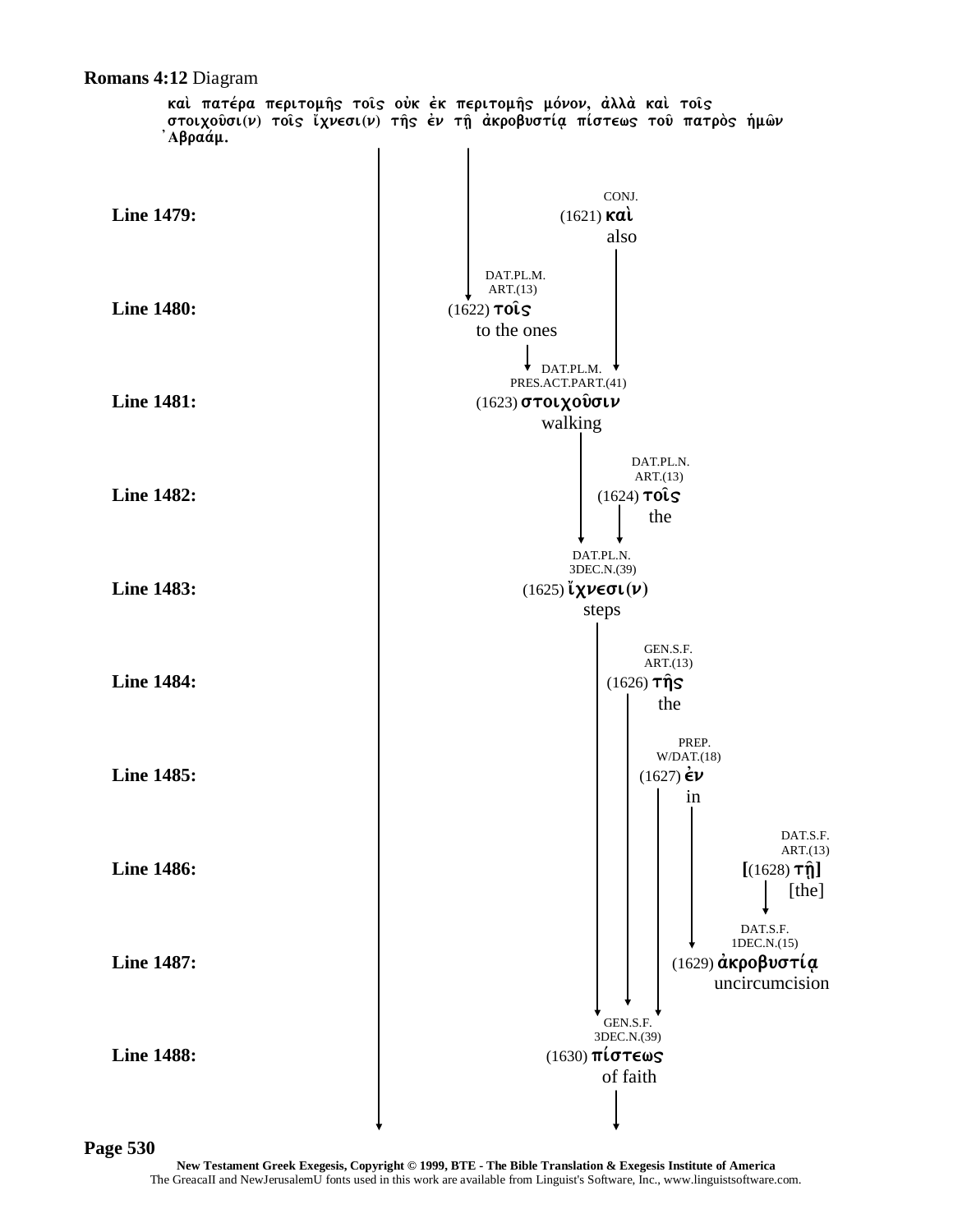**Romans 4:12** Diagram

καὶ πατέρα περιτομῆς τοῖς οὐκ ἐκ περιτομῆς μόνον, ἀλλὰ καὶ τοῖς στοιχοῦσι(ν) τοῖς ἴχνεσι(ν) τῆς ἐν τῇ ἀκροβυστίᾳ πίστεως τοῦ πατρὸς ἡμῶν ᾿Αβραάμ.

**Line 1479:** CONJ. (1621) **καὶ** also

**Line 1480:** DAT.PL.M. ART.(13) (1622) **τοῖς** to the ones

**Line 1481:** DAT.PL.M. PRES.ACT.PART.(41) (1623) **στοιχοῦσιν** walking

**Line 1482:** DAT.PL.N. ART.(13) (1624) **τοῖς** the

**Line 1483:** DAT.PL.N. 3DEC.N.(39) (1625) **ἴχνεσι(ν)** steps

**Line 1484:** GEN.S.F. ART.(13) (1626) **τῆς** the

**Line 1485:** PREP. W/DAT.(18) (1627) **ἐν** in

**Line 1486:** DAT.S.F. ART.(13) **[**(1628) **τῇ]** [the]

**Line 1487:** DAT.S.F. 1DEC.N.(15) (1629) **ἀκροβυστίᾳ** uncircumcision

**Line 1488:** GEN.S.F. 3DEC.N.(39) (1630) **πίστεως** of faith

**New Testament Greek Exegesis, Copyright © 1999, BTE - The Bible Translation & Exegesis Institute of America**
The GreacaII and NewJerusalemU fonts used in this work are available from Linguist's Software, Inc., www.linguistsoftware.com.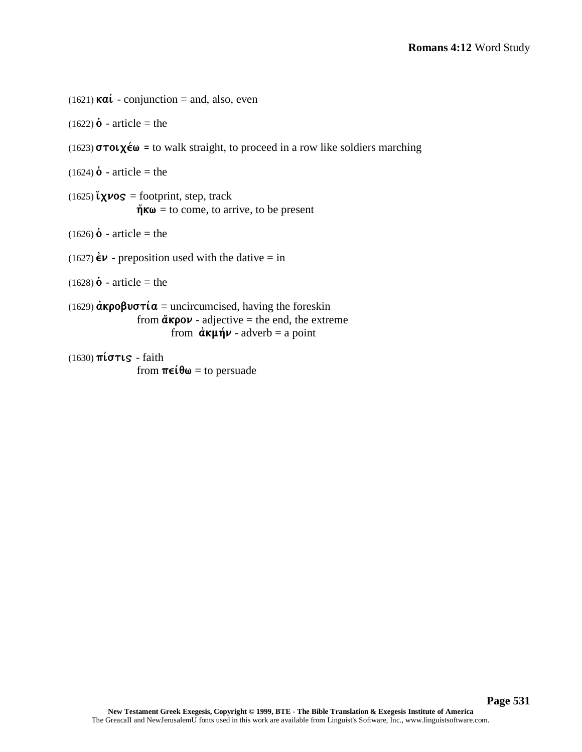(1621) **καί** - conjunction = and, also, even

(1622) **ὁ** - article = the

(1623) **στοιχέω =** to walk straight, to proceed in a row like soldiers marching

(1624) **ὁ** - article = the

(1625) **ἴχνος** = footprint, step, track
    **ἥκω** = to come, to arrive, to be present

(1626) **ὁ** - article = the

(1627) **ἐν** - preposition used with the dative = in

(1628) **ὁ** - article = the

(1629) **ἀκροβυστία** = uncircumcised, having the foreskin
    from **ἄκρον** - adjective = the end, the extreme
        from **ἀκμήν** - adverb = a point

(1630) **πίστις** - faith
    from **πείθω** = to persuade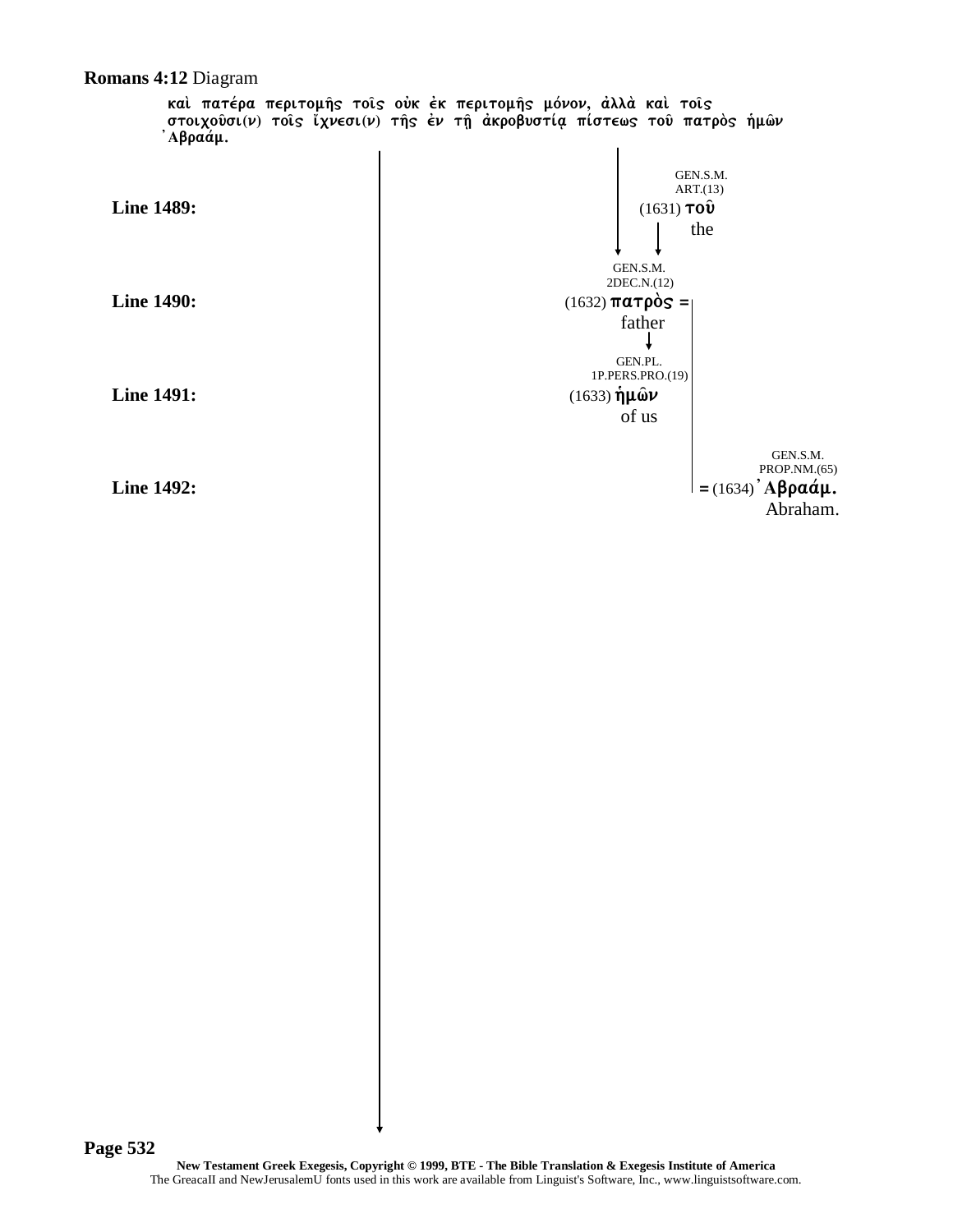**Romans 4:12** Diagram

καὶ πατέρα περιτομῆς τοῖς οὐκ ἐκ περιτομῆς μόνον, ἀλλὰ καὶ τοῖς στοιχοῦσι(ν) τοῖς ἴχνεσι(ν) τῆς ἐν τῇ ἀκροβυστίᾳ πίστεως τοῦ πατρὸς ἡμῶν Ἀβραάμ.

**Line 1489:** GEN.S.M. ART.(13) (1631) τοῦ — the

**Line 1490:** GEN.S.M. 2DEC.N.(12) (1632) πατρὸς = — father

**Line 1491:** GEN.PL. 1P.PERS.PRO.(19) (1633) ἡμῶν — of us

**Line 1492:** GEN.S.M. PROP.NM.(65) = (1634) Ἀβραάμ. — Abraham.

New Testament Greek Exegesis, Copyright © 1999, BTE - The Bible Translation & Exegesis Institute of America
The GreacaII and NewJerusalemU fonts used in this work are available from Linguist's Software, Inc., www.linguistsoftware.com.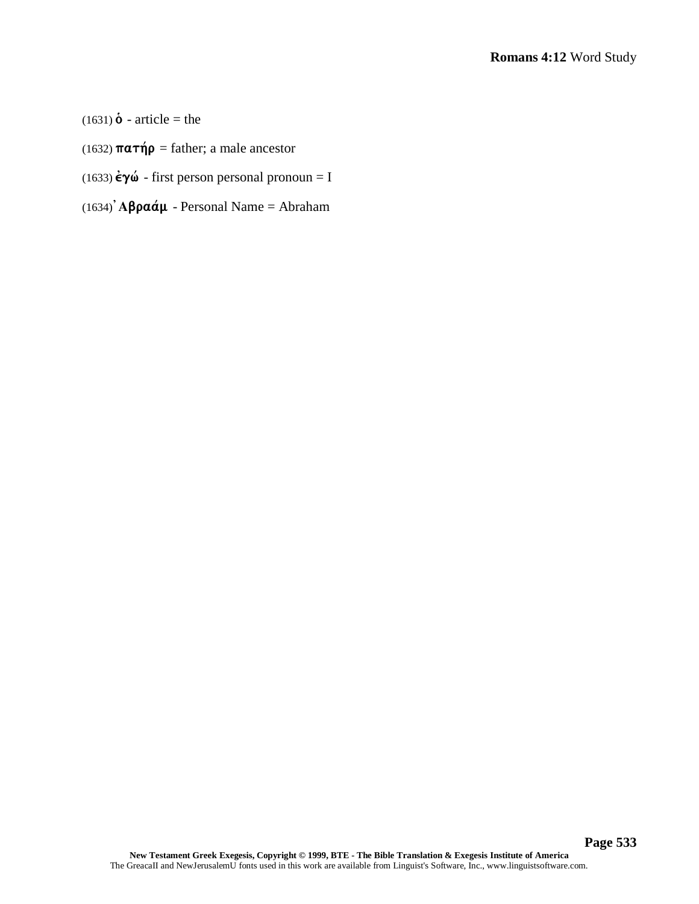(1631) ὁ - article = the

(1632) πατήρ = father; a male ancestor

(1633) ἐγώ - first person personal pronoun = I

(1634) ᾿Αβραάμ - Personal Name = Abraham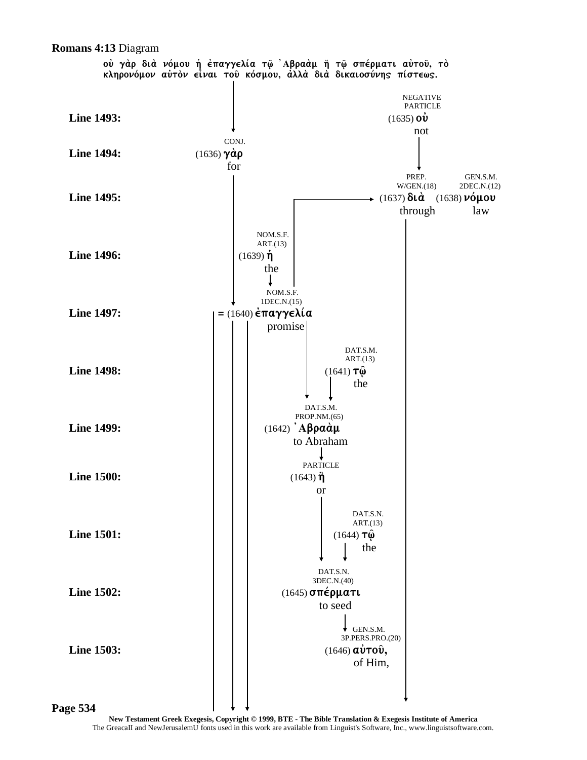**Romans 4:13** Diagram

οὐ γὰρ διὰ νόμου ἡ ἐπαγγελία τῷ ᾿Αβραὰμ ἢ τῷ σπέρματι αὐτοῦ, τὸ κληρονόμον αὐτὸν εἶναι τοῦ κόσμου, ἀλλὰ διὰ δικαιοσύνης πίστεως.

**Line 1493:** NEGATIVE PARTICLE (1635) οὐ not

**Line 1494:** CONJ. (1636) γὰρ for

**Line 1495:** PREP. W/GEN.(18) (1637) διὰ through — GEN.S.M. 2DEC.N.(12) (1638) νόμου law

**Line 1496:** NOM.S.F. ART.(13) (1639) ἡ the

**Line 1497:** = NOM.S.F. 1DEC.N.(15) (1640) ἐπαγγελία promise

**Line 1498:** DAT.S.M. ART.(13) (1641) τῷ the

**Line 1499:** DAT.S.M. PROP.NM.(65) (1642) ᾿Αβραὰμ to Abraham

**Line 1500:** PARTICLE (1643) ἢ or

**Line 1501:** DAT.S.N. ART.(13) (1644) τῷ the

**Line 1502:** DAT.S.N. 3DEC.N.(40) (1645) σπέρματι to seed

**Line 1503:** GEN.S.M. 3P.PERS.PRO.(20) (1646) αὐτοῦ, of Him,

New Testament Greek Exegesis, Copyright © 1999, BTE - The Bible Translation & Exegesis Institute of America
The GreacaII and NewJerusalemU fonts used in this work are available from Linguist's Software, Inc., www.linguistsoftware.com.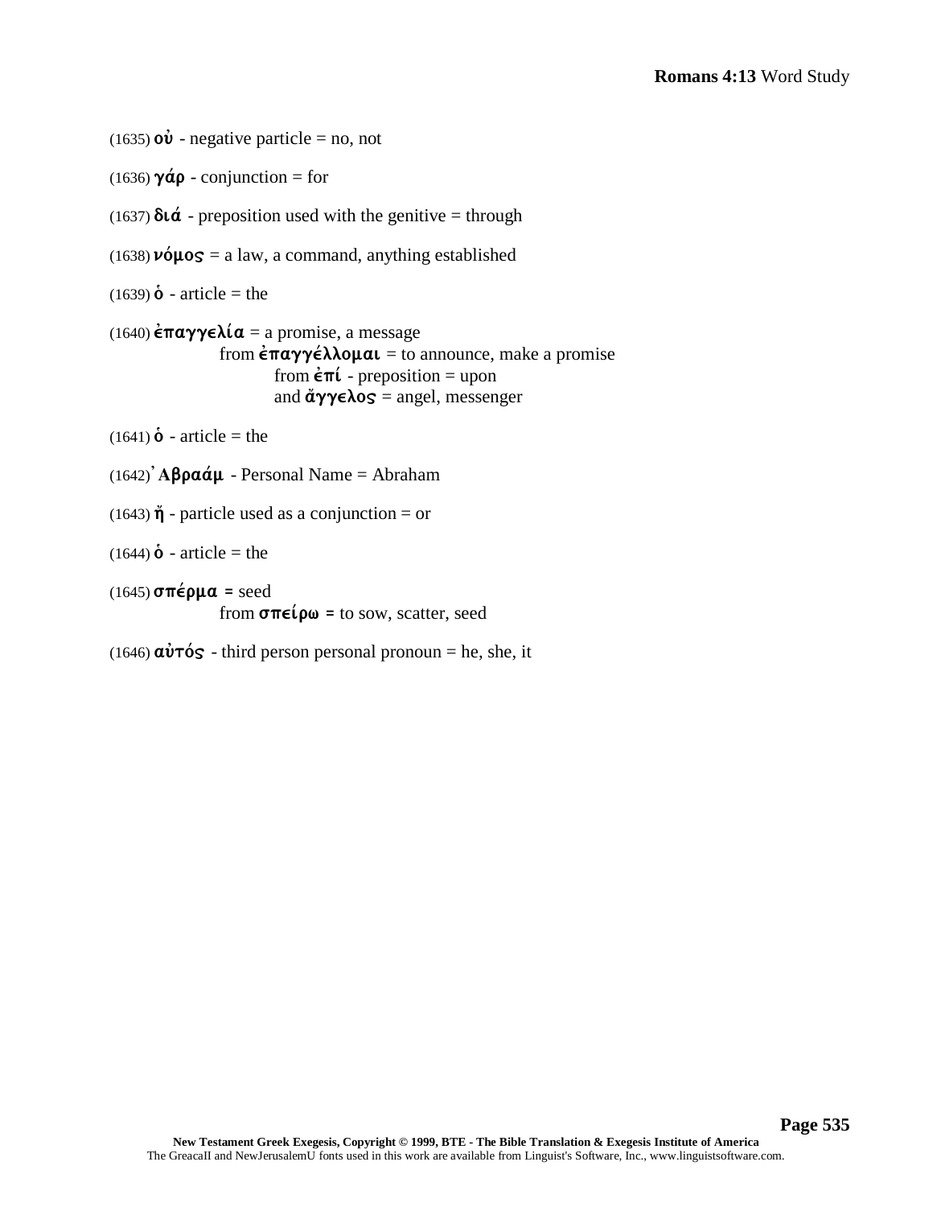(1635) **οὐ** - negative particle = no, not

(1636) **γάρ** - conjunction = for

(1637) **διά** - preposition used with the genitive = through

(1638) **νόμος** = a law, a command, anything established

(1639) **ὁ** - article = the

(1640) **ἐπαγγελία** = a promise, a message
 from **ἐπαγγέλλομαι** = to announce, make a promise
  from **ἐπί** - preposition = upon
  and **ἄγγελος** = angel, messenger

(1641) **ὁ** - article = the

(1642) **᾿Αβραάμ** - Personal Name = Abraham

(1643) **ἤ** - particle used as a conjunction = or

(1644) **ὁ** - article = the

(1645) **σπέρμα** = seed
 from **σπείρω** = to sow, scatter, seed

(1646) **αὐτός** - third person personal pronoun = he, she, it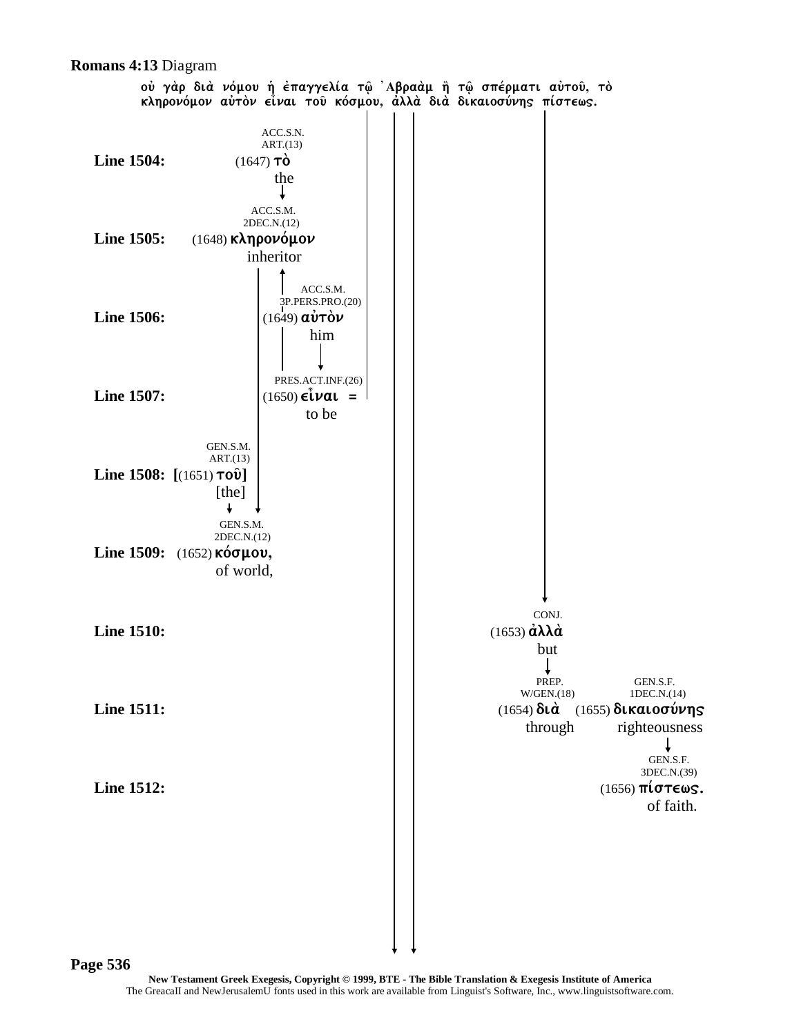**Romans 4:13** Diagram

οὐ γὰρ διὰ νόμου ἡ ἐπαγγελία τῷ Ἀβραὰμ ἢ τῷ σπέρματι αὐτοῦ, τὸ κληρονόμον αὐτὸν εἶναι τοῦ κόσμου, ἀλλὰ διὰ δικαιοσύνης πίστεως.

**Line 1504:** ACC.S.N. ART.(13) (1647) τὸ the

**Line 1505:** ACC.S.M. 2DEC.N.(12) (1648) κληρονόμον inheritor

**Line 1506:** ACC.S.M. 3P.PERS.PRO.(20) (1649) αὐτὸν him

**Line 1507:** PRES.ACT.INF.(26) (1650) εἶναι = to be

**Line 1508:** GEN.S.M. ART.(13) [(1651) τοῦ] [the]

**Line 1509:** GEN.S.M. 2DEC.N.(12) (1652) κόσμου, of world,

**Line 1510:** CONJ. (1653) ἀλλὰ but

**Line 1511:** PREP. W/GEN.(18) (1654) διὰ through GEN.S.F. 1DEC.N.(14) (1655) δικαιοσύνης righteousness

**Line 1512:** GEN.S.F. 3DEC.N.(39) (1656) πίστεως. of faith.

New Testament Greek Exegesis, Copyright © 1999, BTE - The Bible Translation & Exegesis Institute of America
The GreacaII and NewJerusalemU fonts used in this work are available from Linguist's Software, Inc., www.linguistsoftware.com.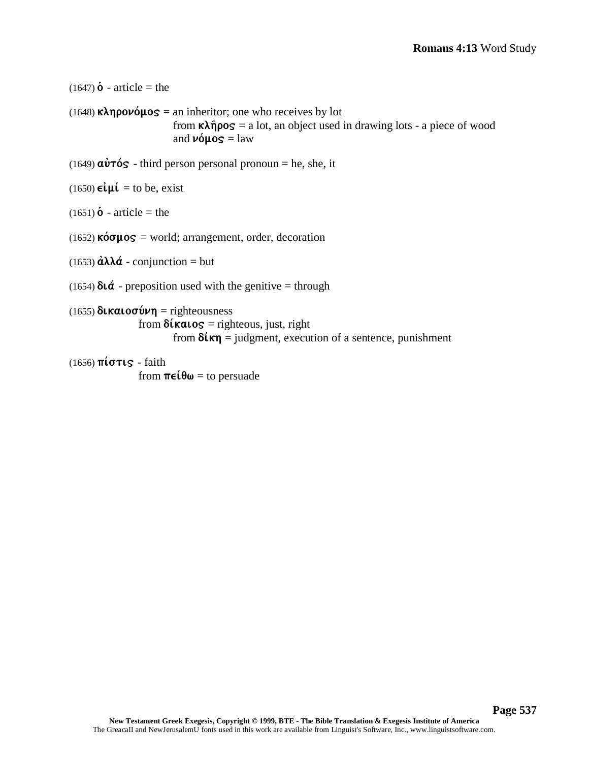(1647) **ὁ** - article = the

(1648) **κληρονόμος** = an inheritor; one who receives by lot
from **κλῆρος** = a lot, an object used in drawing lots - a piece of wood
and **νόμος** = law

(1649) **αὐτός** - third person personal pronoun = he, she, it

(1650) **εἰμί** = to be, exist

(1651) **ὁ** - article = the

(1652) **κόσμος** = world; arrangement, order, decoration

(1653) **ἀλλά** - conjunction = but

(1654) **διά** - preposition used with the genitive = through

(1655) **δικαιοσύνη** = righteousness
from **δίκαιος** = righteous, just, right
from **δίκη** = judgment, execution of a sentence, punishment

(1656) **πίστις** - faith
from **πείθω** = to persuade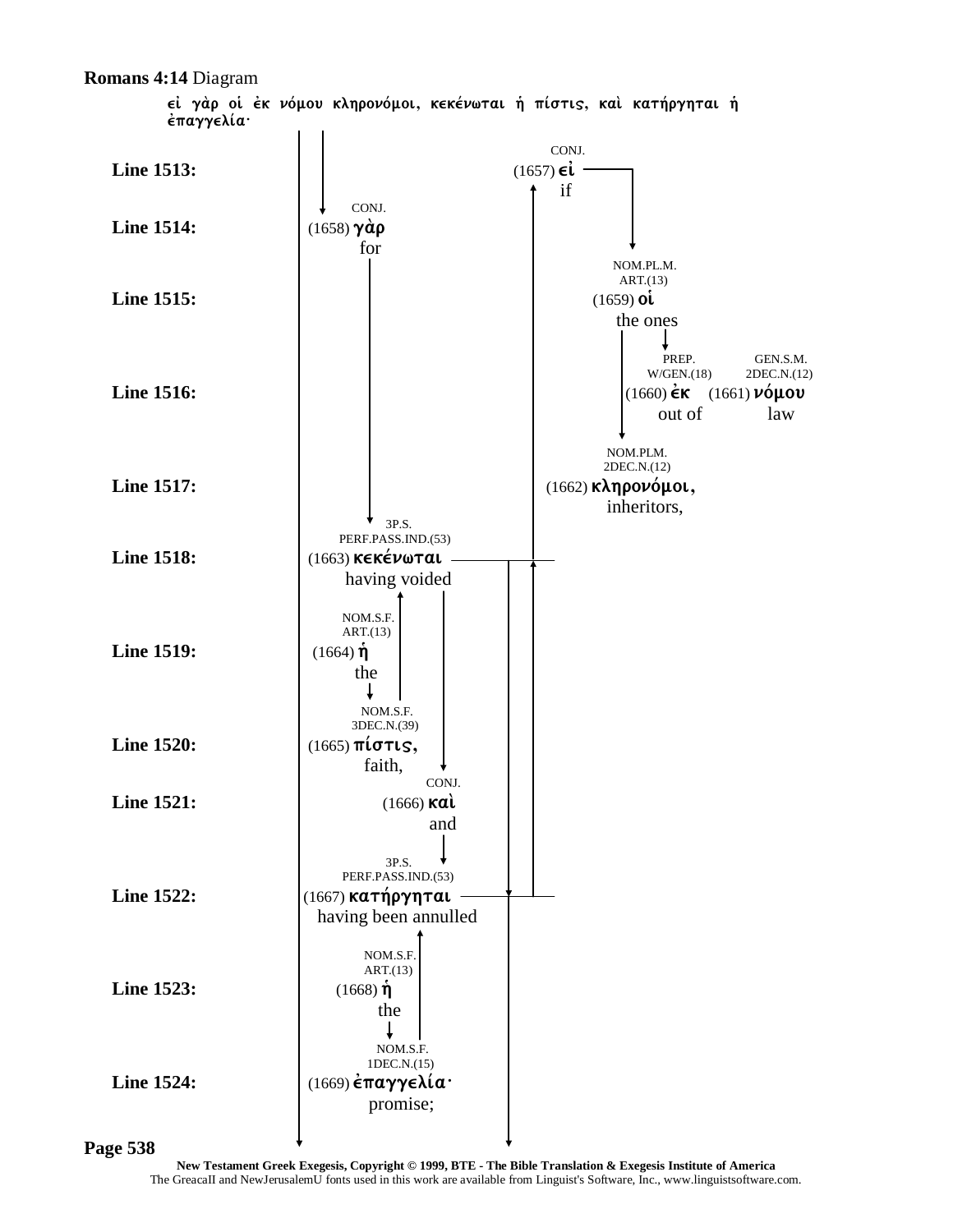**Romans 4:14** Diagram

εἰ γὰρ οἱ ἐκ νόμου κληρονόμοι, κεκένωται ἡ πίστις, καὶ κατήργηται ἡ ἐπαγγελία·

| Line | Entry |
|---|---|
| **Line 1513:** | CONJ. (1657) **εἰ** if |
| **Line 1514:** | CONJ. (1658) **γὰρ** for |
| **Line 1515:** | NOM.PL.M. ART.(13) (1659) **οἱ** the ones |
| **Line 1516:** | PREP. W/GEN.(18) (1660) **ἐκ** out of; GEN.S.M. 2DEC.N.(12) (1661) **νόμου** law |
| **Line 1517:** | NOM.PLM. 2DEC.N.(12) (1662) **κληρονόμοι,** inheritors, |
| **Line 1518:** | 3P.S. PERF.PASS.IND.(53) (1663) **κεκένωται** having voided |
| **Line 1519:** | NOM.S.F. ART.(13) (1664) **ἡ** the |
| **Line 1520:** | NOM.S.F. 3DEC.N.(39) (1665) **πίστις,** faith, |
| **Line 1521:** | CONJ. (1666) **καὶ** and |
| **Line 1522:** | 3P.S. PERF.PASS.IND.(53) (1667) **κατήργηται** having been annulled |
| **Line 1523:** | NOM.S.F. ART.(13) (1668) **ἡ** the |
| **Line 1524:** | NOM.S.F. 1DEC.N.(15) (1669) **ἐπαγγελία·** promise; |

**New Testament Greek Exegesis, Copyright © 1999, BTE - The Bible Translation & Exegesis Institute of America**
The GreacaII and NewJerusalemU fonts used in this work are available from Linguist's Software, Inc., www.linguistsoftware.com.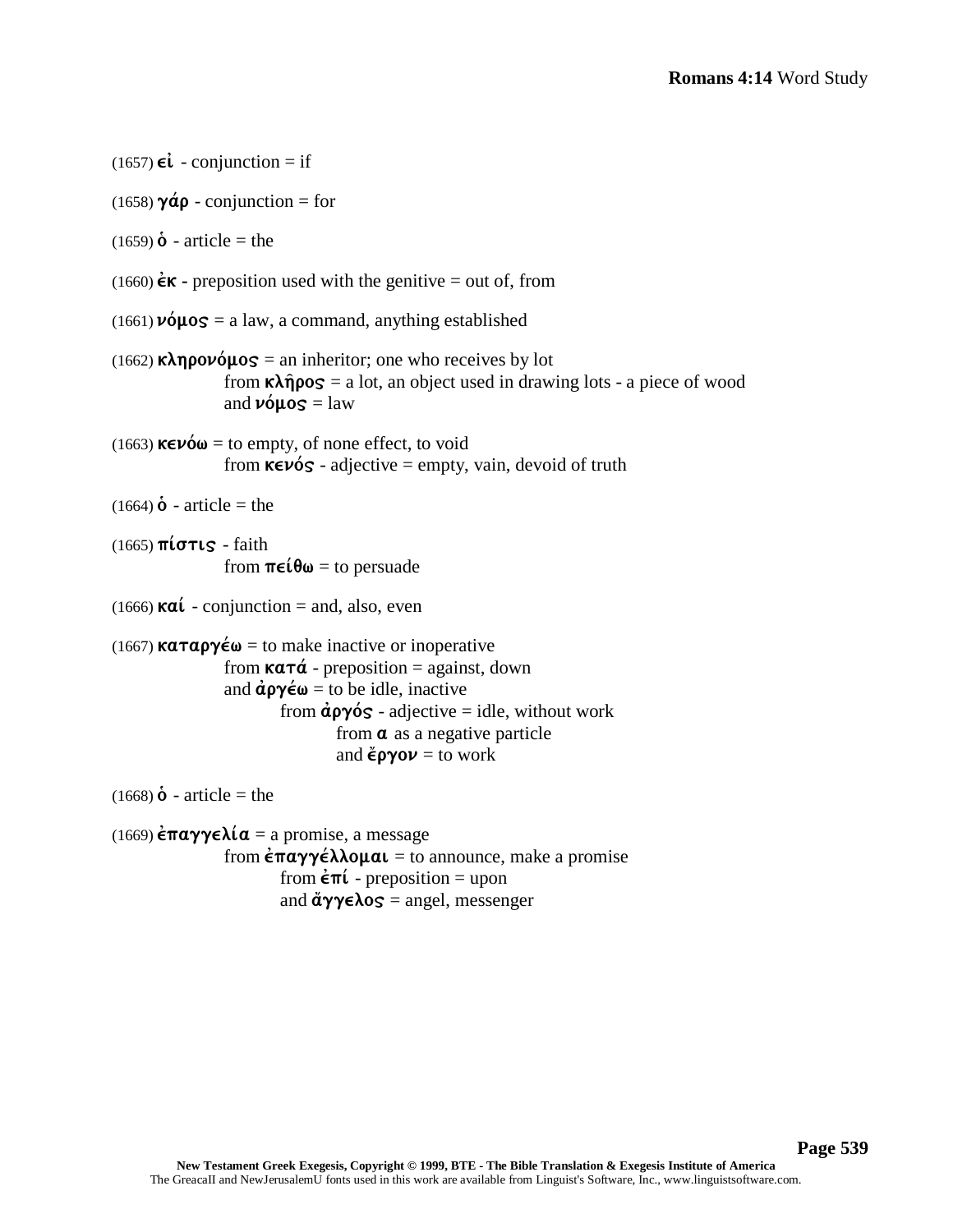(1657) **εἰ** - conjunction = if

(1658) **γάρ** - conjunction = for

(1659) **ὁ** - article = the

(1660) **ἐκ** - preposition used with the genitive = out of, from

(1661) **νόμος** = a law, a command, anything established

(1662) **κληρονόμος** = an inheritor; one who receives by lot
    from **κλῆρος** = a lot, an object used in drawing lots - a piece of wood
    and **νόμος** = law

(1663) **κενόω** = to empty, of none effect, to void
    from **κενός** - adjective = empty, vain, devoid of truth

(1664) **ὁ** - article = the

(1665) **πίστις** - faith
    from **πείθω** = to persuade

(1666) **καί** - conjunction = and, also, even

(1667) **καταργέω** = to make inactive or inoperative
    from **κατά** - preposition = against, down
    and **ἀργέω** = to be idle, inactive
        from **ἀργός** - adjective = idle, without work
            from **α** as a negative particle
            and **ἔργον** = to work

(1668) **ὁ** - article = the

(1669) **ἐπαγγελία** = a promise, a message
    from **ἐπαγγέλλομαι** = to announce, make a promise
        from **ἐπί** - preposition = upon
        and **ἄγγελος** = angel, messenger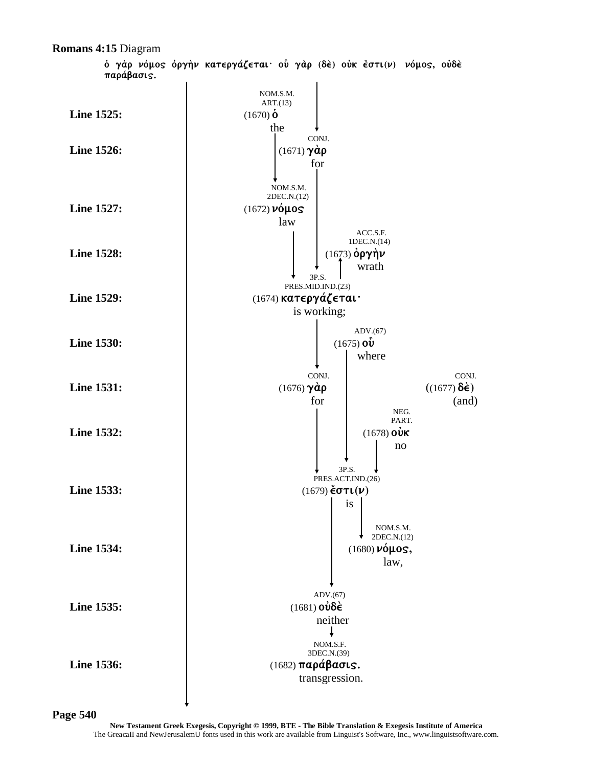**Romans 4:15** Diagram

ὁ γὰρ νόμος ὀργὴν κατεργάζεται· οὗ γὰρ (δὲ) οὐκ ἔστι(ν) νόμος, οὐδὲ παράβασις.

**Line 1525:** NOM.S.M. ART.(13) (1670) ὁ — the

**Line 1526:** CONJ. (1671) γὰρ — for

**Line 1527:** NOM.S.M. 2DEC.N.(12) (1672) νόμος — law

**Line 1528:** ACC.S.F. 1DEC.N.(14) (1673) ὀργὴν — wrath

**Line 1529:** 3P.S. PRES.MID.IND.(23) (1674) κατεργάζεται· — is working;

**Line 1530:** ADV.(67) (1675) οὗ — where

**Line 1531:** CONJ. (1676) γὰρ — for; CONJ. ((1677) δὲ) — (and)

**Line 1532:** NEG. PART. (1678) οὐκ — no

**Line 1533:** 3P.S. PRES.ACT.IND.(26) (1679) ἔστι(ν) — is

**Line 1534:** NOM.S.M. 2DEC.N.(12) (1680) νόμος, — law,

**Line 1535:** ADV.(67) (1681) οὐδὲ — neither

**Line 1536:** NOM.S.F. 3DEC.N.(39) (1682) παράβασις. — transgression.

**New Testament Greek Exegesis, Copyright © 1999, BTE - The Bible Translation & Exegesis Institute of America**
The GreacaII and NewJerusalemU fonts used in this work are available from Linguist's Software, Inc., www.linguistsoftware.com.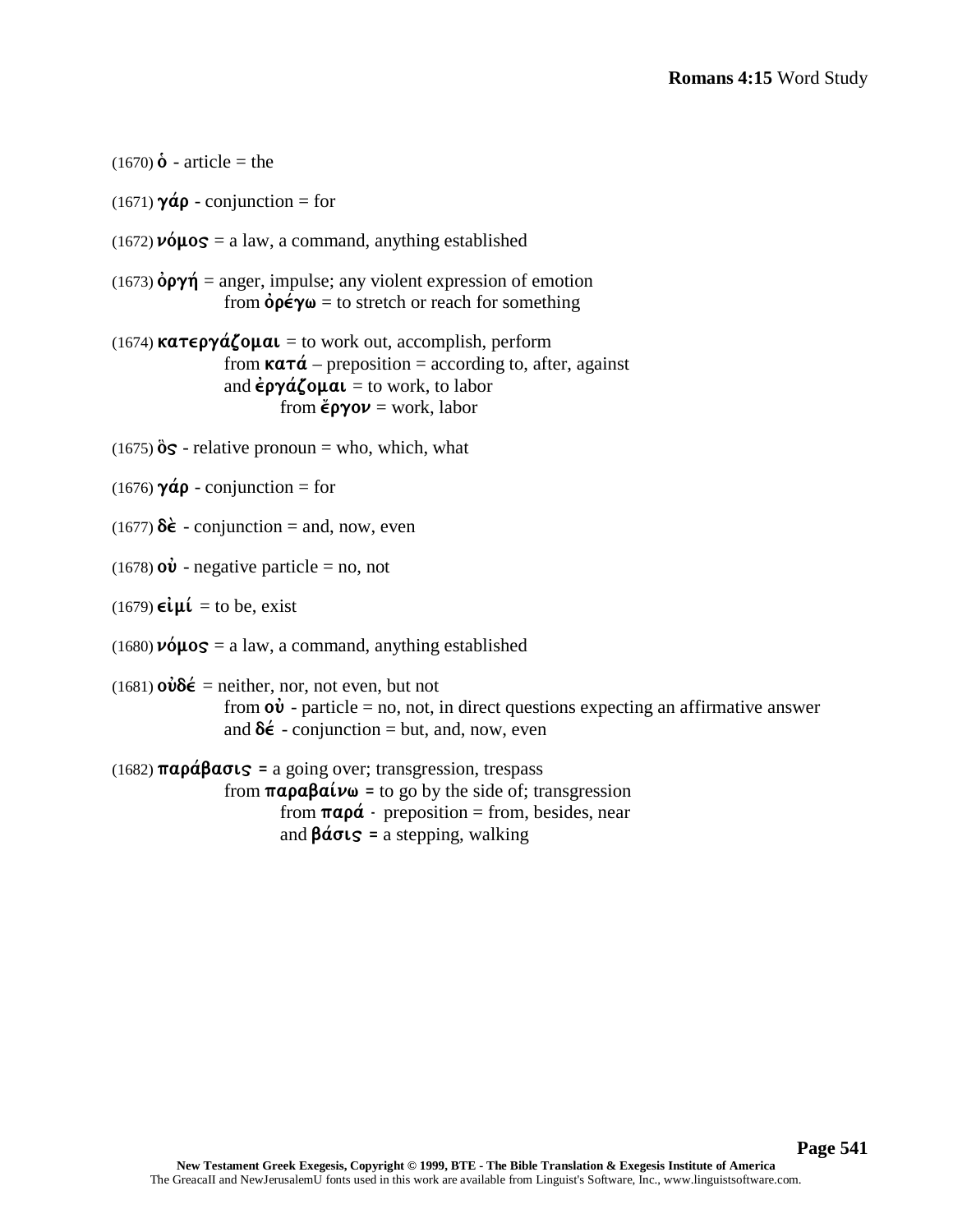(1670) **ὁ** - article = the

(1671) **γάρ** - conjunction = for

(1672) **νόμος** = a law, a command, anything established

(1673) **ὀργή** = anger, impulse; any violent expression of emotion
  from **ὀρέγω** = to stretch or reach for something

(1674) **κατεργάζομαι** = to work out, accomplish, perform
  from **κατά** – preposition = according to, after, against
  and **ἐργάζομαι** = to work, to labor
    from **ἔργον** = work, labor

(1675) **ὅς** - relative pronoun = who, which, what

(1676) **γάρ** - conjunction = for

(1677) **δὲ** - conjunction = and, now, even

(1678) **οὐ** - negative particle = no, not

(1679) **εἰμί** = to be, exist

(1680) **νόμος** = a law, a command, anything established

(1681) **οὐδέ** = neither, nor, not even, but not
  from **οὐ** - particle = no, not, in direct questions expecting an affirmative answer
  and **δέ** - conjunction = but, and, now, even

(1682) **παράβασις** = a going over; transgression, trespass
  from **παραβαίνω** = to go by the side of; transgression
    from **παρά** - preposition = from, besides, near
    and **βάσις** = a stepping, walking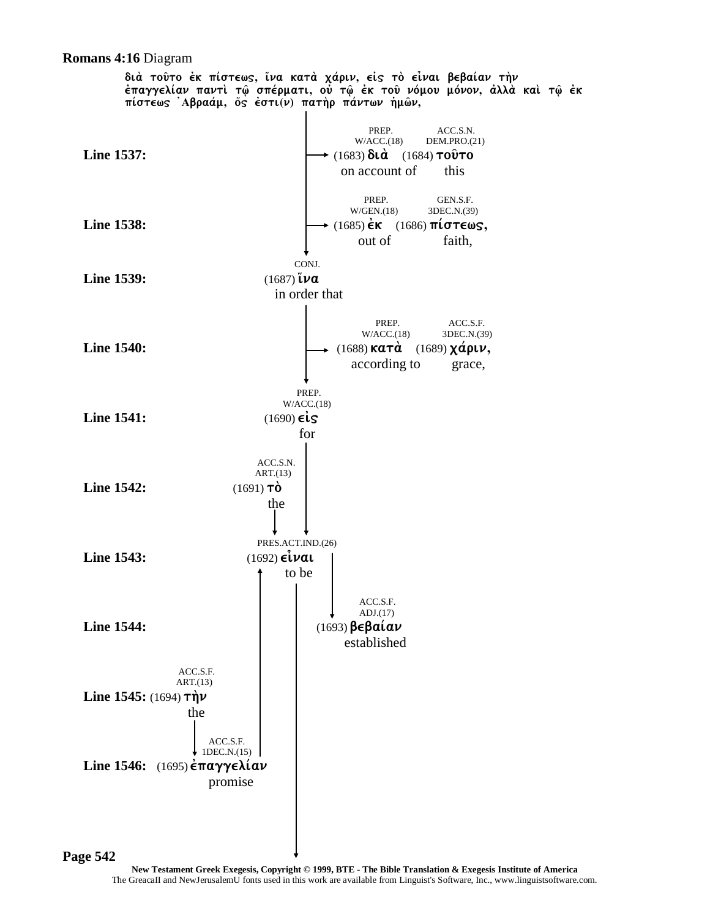**Romans 4:16** Diagram

διὰ τοῦτο ἐκ πίστεως, ἵνα κατὰ χάριν, εἰς τὸ εἶναι βεβαίαν τὴν ἐπαγγελίαν παντὶ τῷ σπέρματι, οὐ τῷ ἐκ τοῦ νόμου μόνον, ἀλλὰ καὶ τῷ ἐκ πίστεως Ἀβραάμ, ὅς ἐστι(ν) πατὴρ πάντων ἡμῶν,

**Line 1537:** → (1683) διὰ (1684) τοῦτο
PREP. W/ACC.(18) — ACC.S.N. DEM.PRO.(21)
on account of this

**Line 1538:** → (1685) ἐκ (1686) πίστεως,
PREP. W/GEN.(18) — GEN.S.F. 3DEC.N.(39)
out of faith,

**Line 1539:** (1687) ἵνα
CONJ.
in order that

**Line 1540:** → (1688) κατὰ (1689) χάριν,
PREP. W/ACC.(18) — ACC.S.F. 3DEC.N.(39)
according to grace,

**Line 1541:** (1690) εἰς
PREP. W/ACC.(18)
for

**Line 1542:** (1691) τὸ
ACC.S.N. ART.(13)
the

**Line 1543:** (1692) εἶναι
PRES.ACT.IND.(26)
to be

**Line 1544:** (1693) βεβαίαν
ACC.S.F. ADJ.(17)
established

**Line 1545:** (1694) τὴν
ACC.S.F. ART.(13)
the

**Line 1546:** (1695) ἐπαγγελίαν
ACC.S.F. 1DEC.N.(15)
promise

New Testament Greek Exegesis, Copyright © 1999, BTE - The Bible Translation & Exegesis Institute of America
The GreacaII and NewJerusalemU fonts used in this work are available from Linguist's Software, Inc., www.linguistsoftware.com.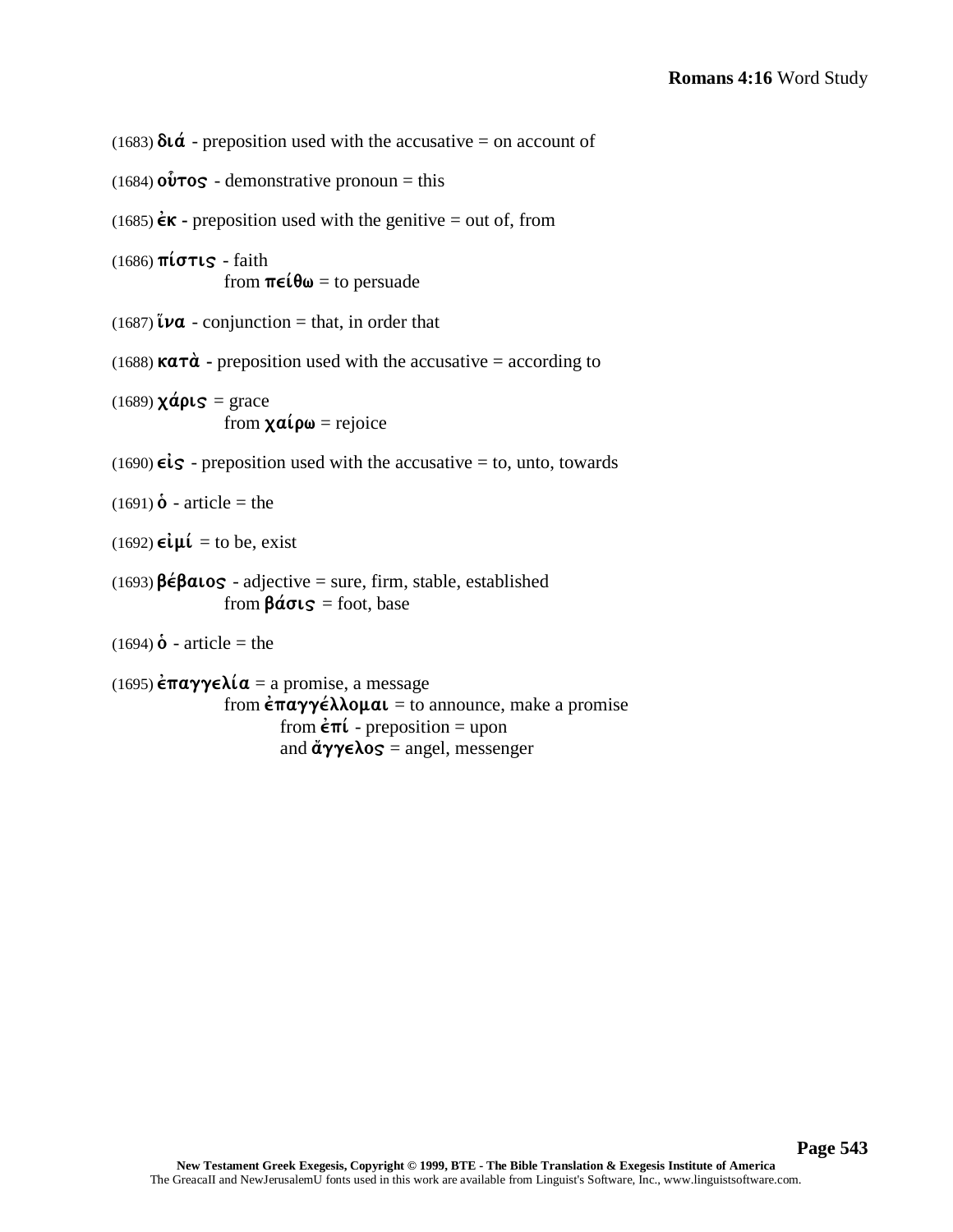(1683) **διά** - preposition used with the accusative = on account of

(1684) **οὗτος** - demonstrative pronoun = this

(1685) **ἐκ** - preposition used with the genitive = out of, from

(1686) **πίστις** - faith
from **πείθω** = to persuade

(1687) **ἵνα** - conjunction = that, in order that

(1688) **κατὰ** - preposition used with the accusative = according to

(1689) **χάρις** = grace
from **χαίρω** = rejoice

(1690) **εἰς** - preposition used with the accusative = to, unto, towards

(1691) **ὁ** - article = the

(1692) **εἰμί** = to be, exist

(1693) **βέβαιος** - adjective = sure, firm, stable, established
from **βάσις** = foot, base

(1694) **ὁ** - article = the

(1695) **ἐπαγγελία** = a promise, a message
from **ἐπαγγέλλομαι** = to announce, make a promise
from **ἐπί** - preposition = upon
and **ἄγγελος** = angel, messenger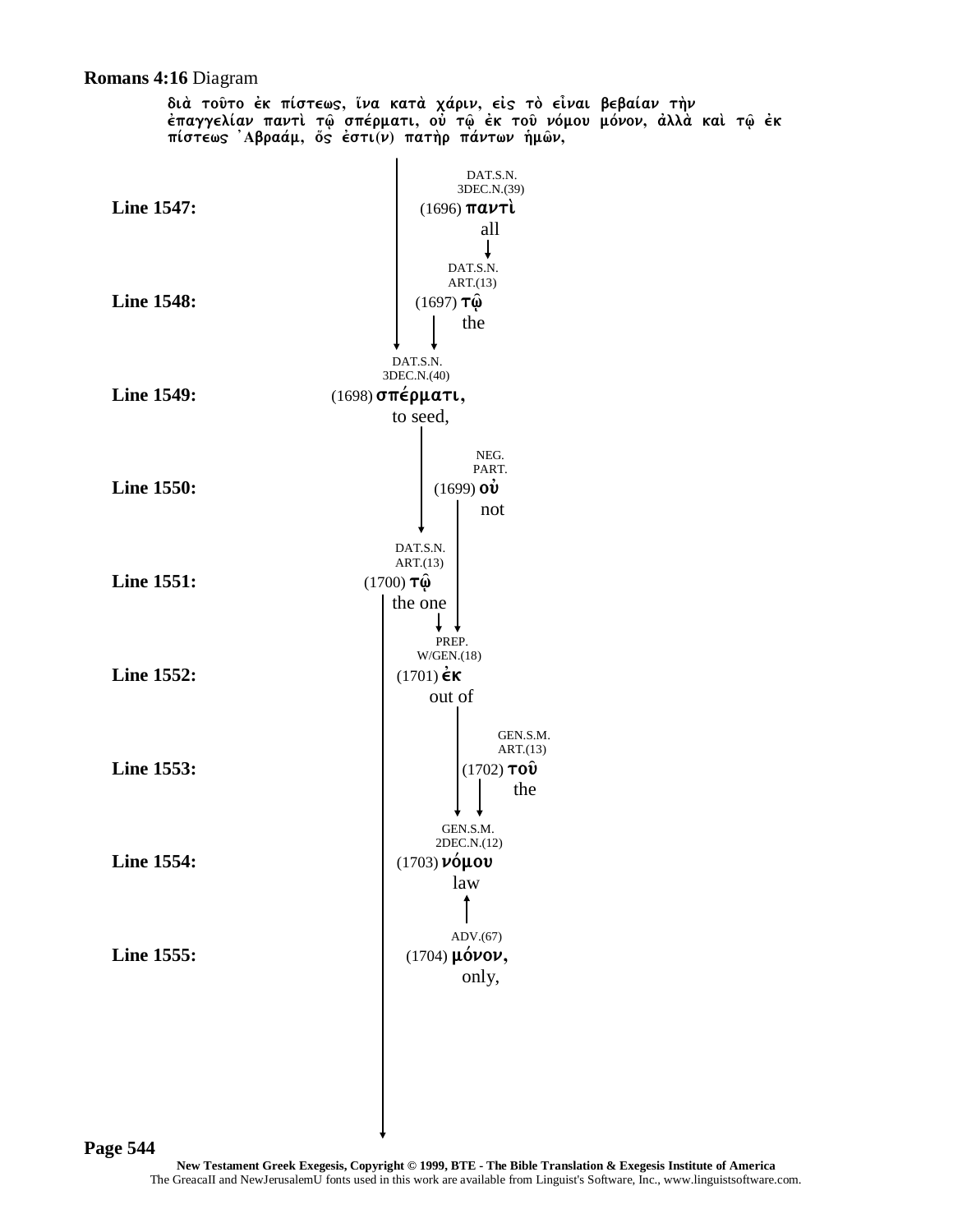**Romans 4:16** Diagram

διὰ τοῦτο ἐκ πίστεως, ἵνα κατὰ χάριν, εἰς τὸ εἶναι βεβαίαν τὴν ἐπαγγελίαν παντὶ τῷ σπέρματι, οὐ τῷ ἐκ τοῦ νόμου μόνον, ἀλλὰ καὶ τῷ ἐκ πίστεως Ἀβραάμ, ὅς ἐστι(ν) πατὴρ πάντων ἡμῶν,

**Line 1547:** DAT.S.N. 3DEC.N.(39) (1696) παντὶ — all

**Line 1548:** DAT.S.N. ART.(13) (1697) τῷ — the

**Line 1549:** DAT.S.N. 3DEC.N.(40) (1698) σπέρματι, — to seed,

**Line 1550:** NEG. PART. (1699) οὐ — not

**Line 1551:** DAT.S.N. ART.(13) (1700) τῷ — the one

**Line 1552:** PREP. W/GEN.(18) (1701) ἐκ — out of

**Line 1553:** GEN.S.M. ART.(13) (1702) τοῦ — the

**Line 1554:** GEN.S.M. 2DEC.N.(12) (1703) νόμου — law

**Line 1555:** ADV.(67) (1704) μόνον, — only,

New Testament Greek Exegesis, Copyright © 1999, BTE - The Bible Translation & Exegesis Institute of America
The GreacaII and NewJerusalemU fonts used in this work are available from Linguist's Software, Inc., www.linguistsoftware.com.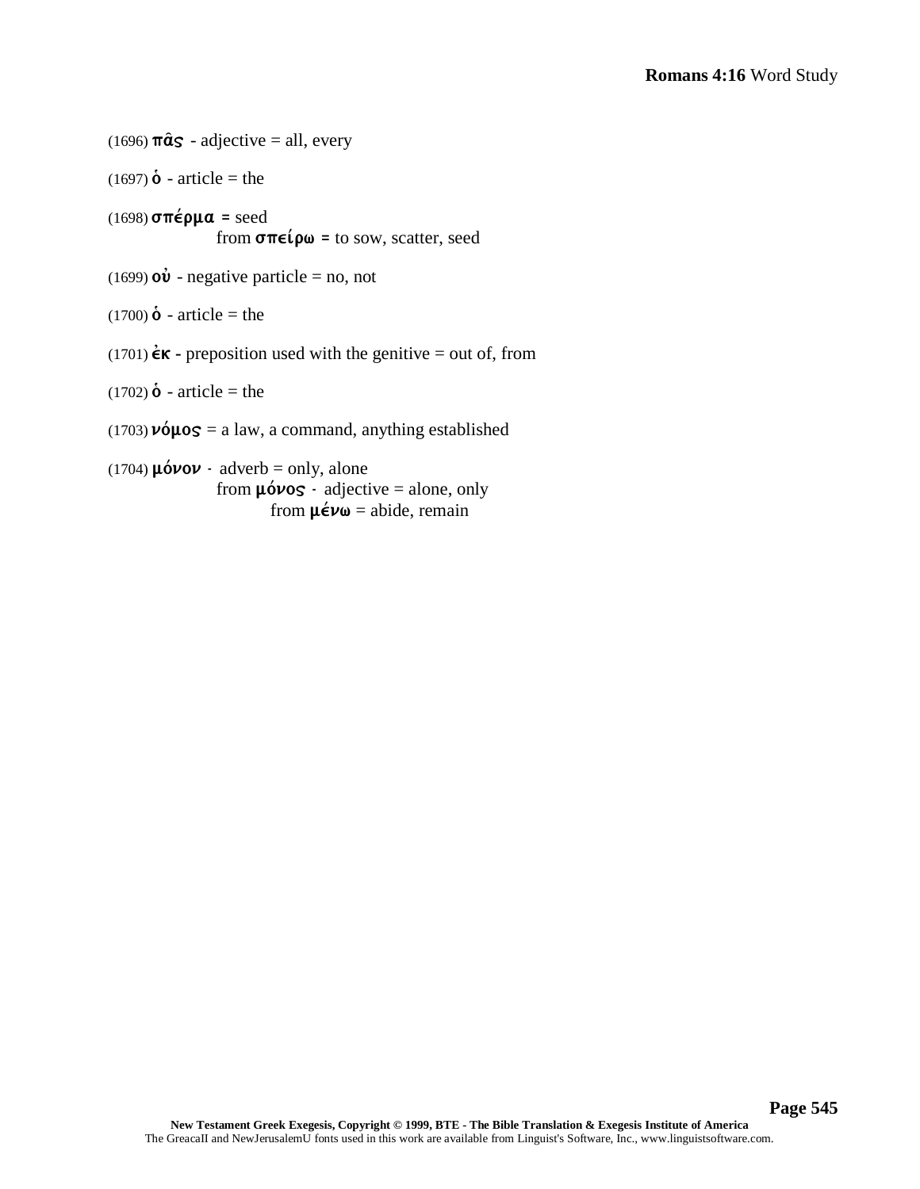(1696) **πᾶς** - adjective = all, every

(1697) **ὁ** - article = the

(1698) **σπέρμα** = seed
from **σπείρω** = to sow, scatter, seed

(1699) **οὐ** - negative particle = no, not

(1700) **ὁ** - article = the

(1701) **ἐκ** - preposition used with the genitive = out of, from

(1702) **ὁ** - article = the

(1703) **νόμος** = a law, a command, anything established

(1704) **μόνον** - adverb = only, alone
from **μόνος** - adjective = alone, only
from **μένω** = abide, remain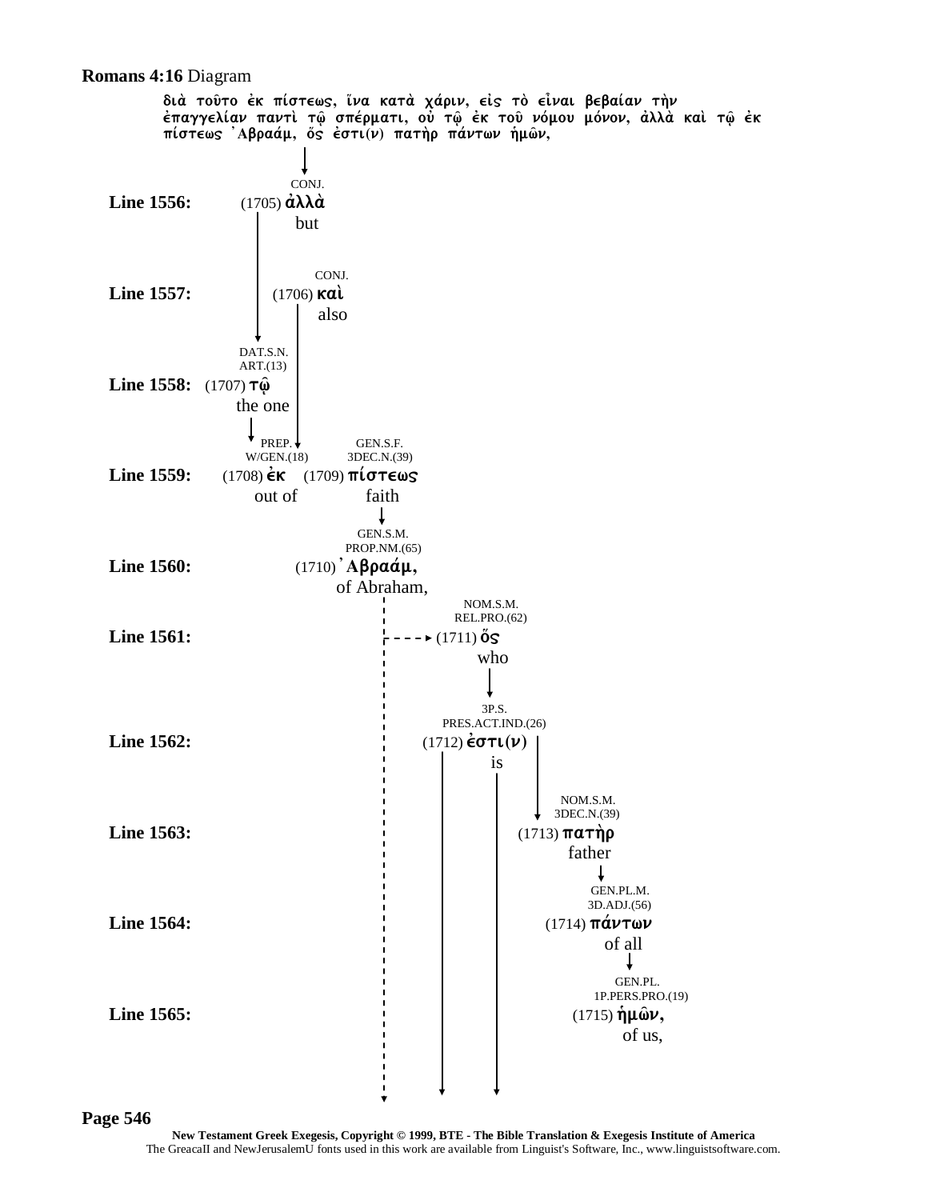**Romans 4:16** Diagram

διὰ τοῦτο ἐκ πίστεως, ἵνα κατὰ χάριν, εἰς τὸ εἶναι βεβαίαν τὴν ἐπαγγελίαν παντὶ τῷ σπέρματι, οὐ τῷ ἐκ τοῦ νόμου μόνον, ἀλλὰ καὶ τῷ ἐκ πίστεως ᾿Αβραάμ, ὅς ἐστι(ν) πατὴρ πάντων ἡμῶν,

**Line 1556:** CONJ. (1705) ἀλλὰ but

**Line 1557:** CONJ. (1706) καὶ also

**Line 1558:** DAT.S.N. ART.(13) (1707) τῷ the one

**Line 1559:** PREP. W/GEN.(18) (1708) ἐκ out of — GEN.S.F. 3DEC.N.(39) (1709) πίστεως faith

**Line 1560:** GEN.S.M. PROP.NM.(65) (1710) ᾿Αβραάμ, of Abraham,

**Line 1561:** NOM.S.M. REL.PRO.(62) (1711) ὅς who

**Line 1562:** 3P.S. PRES.ACT.IND.(26) (1712) ἐστι(ν) is

**Line 1563:** NOM.S.M. 3DEC.N.(39) (1713) πατὴρ father

**Line 1564:** GEN.PL.M. 3D.ADJ.(56) (1714) πάντων of all

**Line 1565:** GEN.PL. 1P.PERS.PRO.(19) (1715) ἡμῶν, of us,

New Testament Greek Exegesis, Copyright © 1999, BTE - The Bible Translation & Exegesis Institute of America
The GreacaII and NewJerusalemU fonts used in this work are available from Linguist's Software, Inc., www.linguistsoftware.com.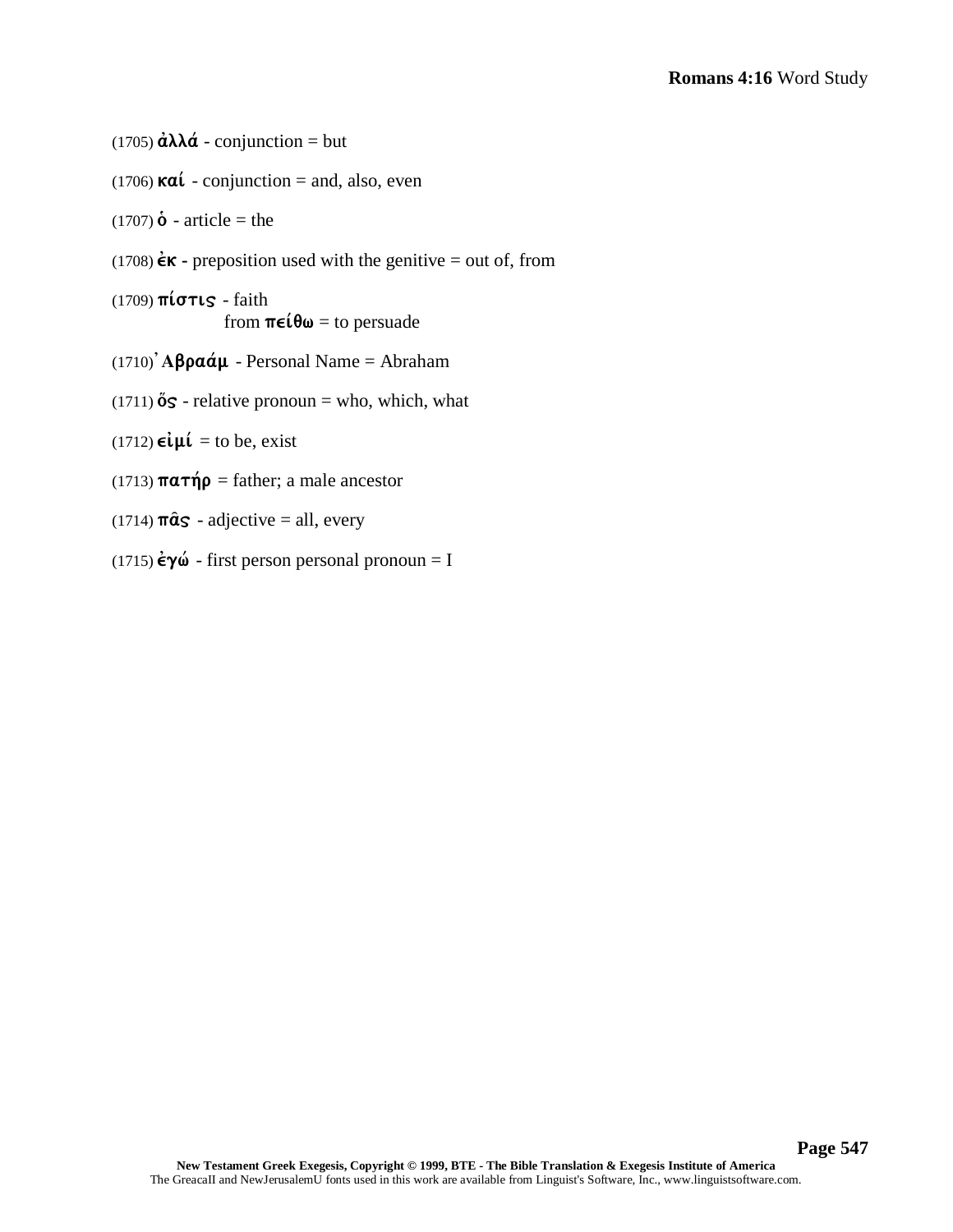(1705) ἀλλά - conjunction = but

(1706) καί - conjunction = and, also, even

(1707) ὁ - article = the

(1708) ἐκ - preposition used with the genitive = out of, from

(1709) πίστις - faith
from πείθω = to persuade

(1710) Ἀβραάμ - Personal Name = Abraham

(1711) ὅς - relative pronoun = who, which, what

(1712) εἰμί = to be, exist

(1713) πατήρ = father; a male ancestor

(1714) πᾶς - adjective = all, every

(1715) ἐγώ - first person personal pronoun = I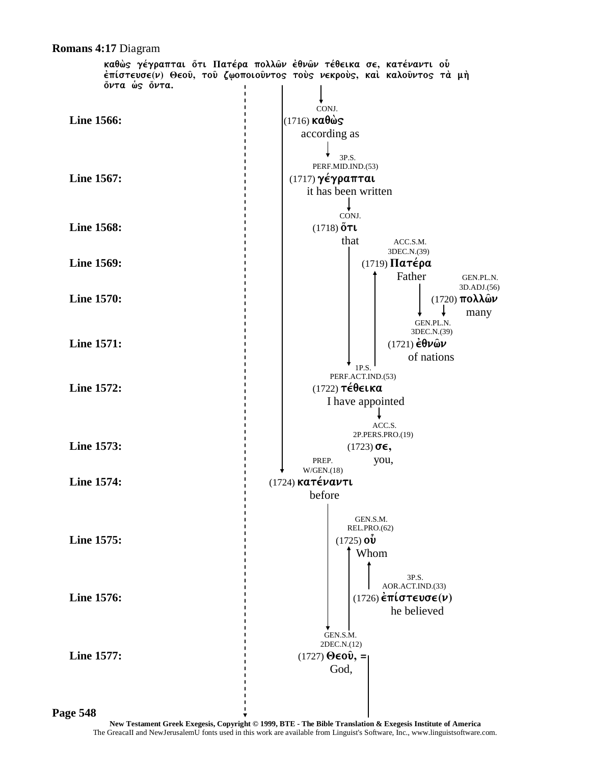**Romans 4:17** Diagram

καθὼς γέγραπται ὅτι Πατέρα πολλῶν ἐθνῶν τέθεικα σε, κατέναντι οὗ ἐπίστευσε(ν) Θεοῦ, τοῦ ζῳοποιοῦντος τοὺς νεκροὺς, καὶ καλοῦντος τὰ μὴ ὄντα ὡς ὄντα.

**Line 1566:** CONJ. (1716) καθὼς — according as

**Line 1567:** 3P.S. PERF.MID.IND.(53) (1717) γέγραπται — it has been written

**Line 1568:** CONJ. (1718) ὅτι — that

**Line 1569:** ACC.S.M. 3DEC.N.(39) (1719) Πατέρα — Father

**Line 1570:** GEN.PL.N. 3D.ADJ.(56) (1720) πολλῶν — many

**Line 1571:** GEN.PL.N. 3DEC.N.(39) (1721) ἐθνῶν — of nations

**Line 1572:** 1P.S. PERF.ACT.IND.(53) (1722) τέθεικα — I have appointed

**Line 1573:** ACC.S. 2P.PERS.PRO.(19) (1723) σε, — you,

**Line 1574:** PREP. W/GEN.(18) (1724) κατέναντι — before

**Line 1575:** GEN.S.M. REL.PRO.(62) (1725) οὗ — Whom

**Line 1576:** 3P.S. AOR.ACT.IND.(33) (1726) ἐπίστευσε(ν) — he believed

**Line 1577:** GEN.S.M. 2DEC.N.(12) (1727) Θεοῦ, = — God,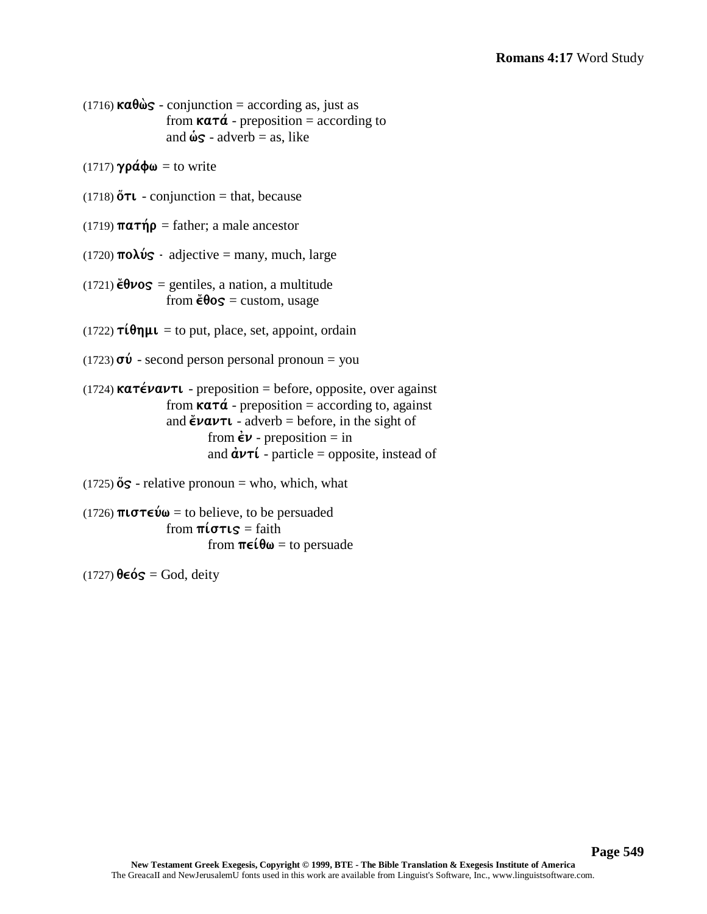(1716) **καθὼς** - conjunction = according as, just as
from **κατά** - preposition = according to
and **ὡς** - adverb = as, like

(1717) **γράφω** = to write

(1718) **ὅτι** - conjunction = that, because

(1719) **πατήρ** = father; a male ancestor

(1720) **πολύς** - adjective = many, much, large

(1721) **ἔθνος** = gentiles, a nation, a multitude
from **ἔθος** = custom, usage

(1722) **τίθημι** = to put, place, set, appoint, ordain

(1723) **σύ** - second person personal pronoun = you

(1724) **κατέναντι** - preposition = before, opposite, over against
from **κατά** - preposition = according to, against
and **ἔναντι** - adverb = before, in the sight of
from **ἐν** - preposition = in
and **ἀντί** - particle = opposite, instead of

(1725) **ὅς** - relative pronoun = who, which, what

(1726) **πιστεύω** = to believe, to be persuaded
from **πίστις** = faith
from **πείθω** = to persuade

(1727) **θεός** = God, deity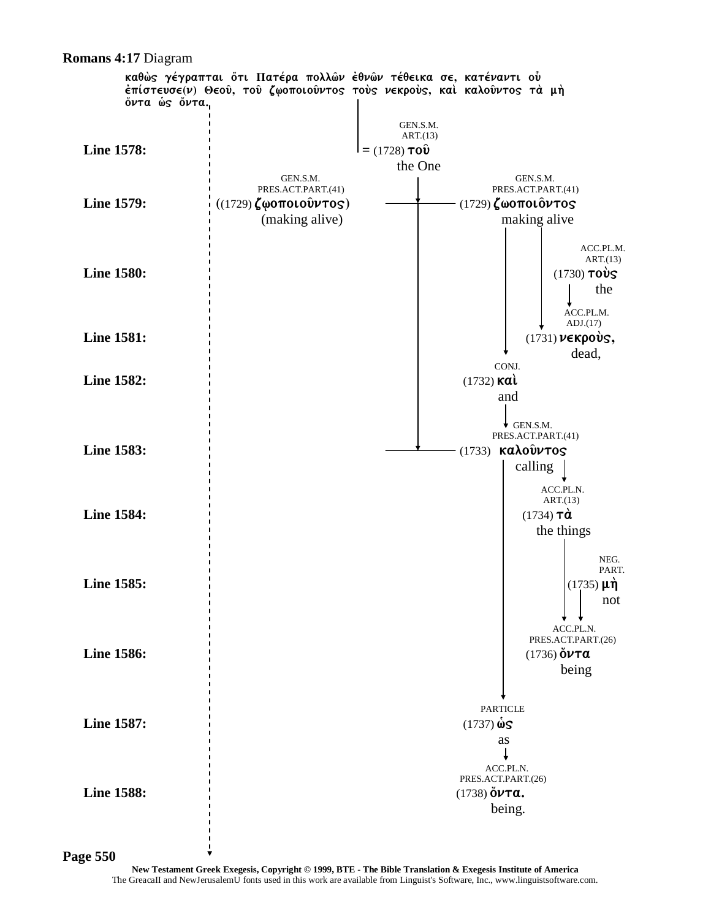**Romans 4:17** Diagram

καθὼς γέγραπται ὅτι Πατέρα πολλῶν ἐθνῶν τέθεικα σε, κατέναντι οὗ ἐπίστευσε(ν) Θεοῦ, τοῦ ζῳοποιοῦντος τοὺς νεκροὺς, καὶ καλοῦντος τὰ μὴ ὄντα ὡς ὄντα.

| Line | Left | Main | Right |
|---|---|---|---|
| **Line 1578:** | | GEN.S.M. ART.(13) = (1728) τοῦ the One | |
| **Line 1579:** | GEN.S.M. PRES.ACT.PART.(41) ((1729) ζῳοποιοῦντος) (making alive) | GEN.S.M. PRES.ACT.PART.(41) (1729) ζωοποιόντος making alive | |
| **Line 1580:** | | | ACC.PL.M. ART.(13) (1730) τοὺς the |
| **Line 1581:** | | | ACC.PL.M. ADJ.(17) (1731) νεκροὺς, dead, |
| **Line 1582:** | | CONJ. (1732) καὶ and | |
| **Line 1583:** | | GEN.S.M. PRES.ACT.PART.(41) (1733) καλοῦντος calling | |
| **Line 1584:** | | | ACC.PL.N. ART.(13) (1734) τὰ the things |
| **Line 1585:** | | | NEG. PART. (1735) μὴ not |
| **Line 1586:** | | | ACC.PL.N. PRES.ACT.PART.(26) (1736) ὄντα being |
| **Line 1587:** | | PARTICLE (1737) ὡς as | |
| **Line 1588:** | | ACC.PL.N. PRES.ACT.PART.(26) (1738) ὄντα. being. | |

**Page 550**

**New Testament Greek Exegesis, Copyright © 1999, BTE - The Bible Translation & Exegesis Institute of America**
The GreacaII and NewJerusalemU fonts used in this work are available from Linguist's Software, Inc., www.linguistsoftware.com.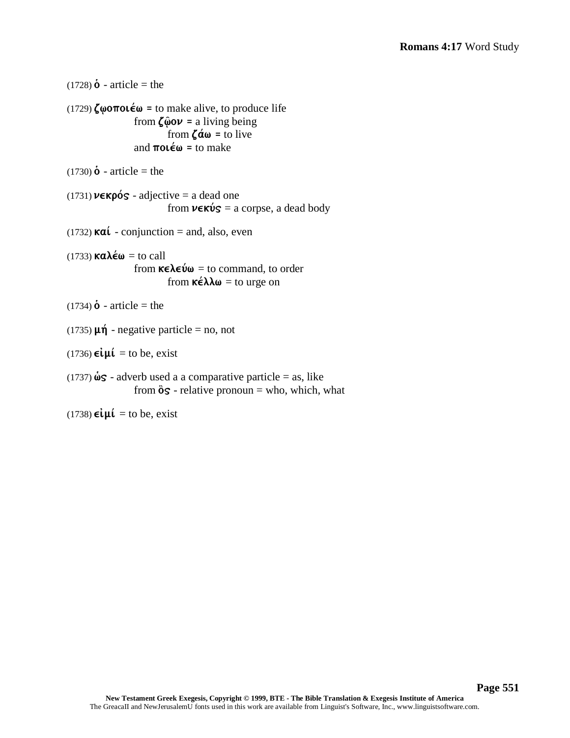(1728) **ὁ** - article = the

(1729) **ζῳοποιέω** = to make alive, to produce life
from **ζῷον** = a living being
from **ζάω** = to live
and **ποιέω** = to make

(1730) **ὁ** - article = the

(1731) **νεκρός** - adjective = a dead one
from **νεκύς** = a corpse, a dead body

(1732) **καί** - conjunction = and, also, even

(1733) **καλέω** = to call
from **κελεύω** = to command, to order
from **κέλλω** = to urge on

(1734) **ὁ** - article = the

(1735) **μή** - negative particle = no, not

(1736) **εἰμί** = to be, exist

(1737) **ὡς** - adverb used a a comparative particle = as, like
from **ὅς** - relative pronoun = who, which, what

(1738) **εἰμί** = to be, exist